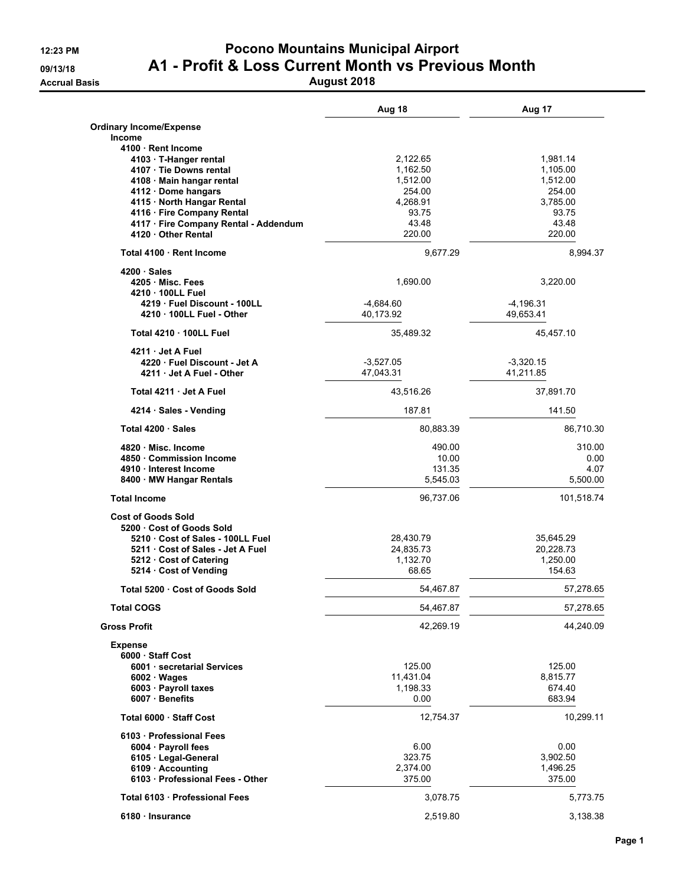# Pocono Mountains Municipal Airport

## A1 - Profit & Loss Current Month vs Previous Month

**August 2018**

12:23 PM
09/13/18
Accrual Basis

| | Aug 18 | Aug 17 |
|---|---|---|
| **Ordinary Income/Expense** | | |
| **Income** | | |
| **4100 · Rent Income** | | |
| **4103 · T-Hanger rental** | 2,122.65 | 1,981.14 |
| **4107 · Tie Downs rental** | 1,162.50 | 1,105.00 |
| **4108 · Main hangar rental** | 1,512.00 | 1,512.00 |
| **4112 · Dome hangars** | 254.00 | 254.00 |
| **4115 · North Hangar Rental** | 4,268.91 | 3,785.00 |
| **4116 · Fire Company Rental** | 93.75 | 93.75 |
| **4117 · Fire Company Rental - Addendum** | 43.48 | 43.48 |
| **4120 · Other Rental** | 220.00 | 220.00 |
| **Total 4100 · Rent Income** | 9,677.29 | 8,994.37 |
| **4200 · Sales** | | |
| **4205 · Misc. Fees** | 1,690.00 | 3,220.00 |
| **4210 · 100LL Fuel** | | |
| **4219 · Fuel Discount - 100LL** | -4,684.60 | -4,196.31 |
| **4210 · 100LL Fuel - Other** | 40,173.92 | 49,653.41 |
| **Total 4210 · 100LL Fuel** | 35,489.32 | 45,457.10 |
| **4211 · Jet A Fuel** | | |
| **4220 · Fuel Discount - Jet A** | -3,527.05 | -3,320.15 |
| **4211 · Jet A Fuel - Other** | 47,043.31 | 41,211.85 |
| **Total 4211 · Jet A Fuel** | 43,516.26 | 37,891.70 |
| **4214 · Sales - Vending** | 187.81 | 141.50 |
| **Total 4200 · Sales** | 80,883.39 | 86,710.30 |
| **4820 · Misc. Income** | 490.00 | 310.00 |
| **4850 · Commission Income** | 10.00 | 0.00 |
| **4910 · Interest Income** | 131.35 | 4.07 |
| **8400 · MW Hangar Rentals** | 5,545.03 | 5,500.00 |
| **Total Income** | 96,737.06 | 101,518.74 |
| **Cost of Goods Sold** | | |
| **5200 · Cost of Goods Sold** | | |
| **5210 · Cost of Sales - 100LL Fuel** | 28,430.79 | 35,645.29 |
| **5211 · Cost of Sales - Jet A Fuel** | 24,835.73 | 20,228.73 |
| **5212 · Cost of Catering** | 1,132.70 | 1,250.00 |
| **5214 · Cost of Vending** | 68.65 | 154.63 |
| **Total 5200 · Cost of Goods Sold** | 54,467.87 | 57,278.65 |
| **Total COGS** | 54,467.87 | 57,278.65 |
| **Gross Profit** | 42,269.19 | 44,240.09 |
| **Expense** | | |
| **6000 · Staff Cost** | | |
| **6001 · secretarial Services** | 125.00 | 125.00 |
| **6002 · Wages** | 11,431.04 | 8,815.77 |
| **6003 · Payroll taxes** | 1,198.33 | 674.40 |
| **6007 · Benefits** | 0.00 | 683.94 |
| **Total 6000 · Staff Cost** | 12,754.37 | 10,299.11 |
| **6103 · Professional Fees** | | |
| **6004 · Payroll fees** | 6.00 | 0.00 |
| **6105 · Legal-General** | 323.75 | 3,902.50 |
| **6109 · Accounting** | 2,374.00 | 1,496.25 |
| **6103 · Professional Fees - Other** | 375.00 | 375.00 |
| **Total 6103 · Professional Fees** | 3,078.75 | 5,773.75 |
| **6180 · Insurance** | 2,519.80 | 3,138.38 |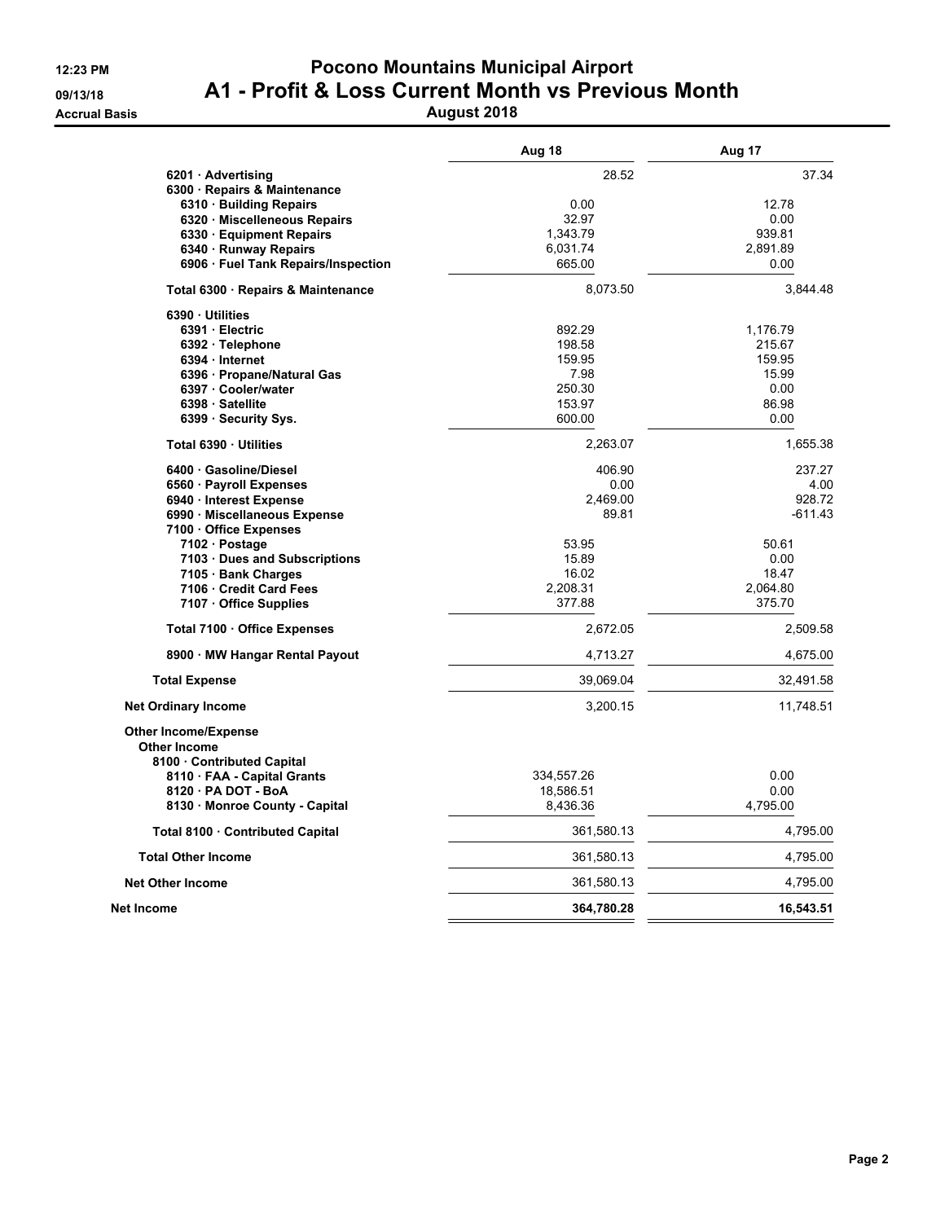12:23 PM
09/13/18
Accrual Basis

# Pocono Mountains Municipal Airport
## A1 - Profit & Loss Current Month vs Previous Month
### August 2018

| | Aug 18 | Aug 17 |
|---|---|---|
| 6201 · Advertising | 28.52 | 37.34 |
| 6300 · Repairs & Maintenance | | |
| 6310 · Building Repairs | 0.00 | 12.78 |
| 6320 · Miscelleneous Repairs | 32.97 | 0.00 |
| 6330 · Equipment Repairs | 1,343.79 | 939.81 |
| 6340 · Runway Repairs | 6,031.74 | 2,891.89 |
| 6906 · Fuel Tank Repairs/Inspection | 665.00 | 0.00 |
| Total 6300 · Repairs & Maintenance | 8,073.50 | 3,844.48 |
| 6390 · Utilities | | |
| 6391 · Electric | 892.29 | 1,176.79 |
| 6392 · Telephone | 198.58 | 215.67 |
| 6394 · Internet | 159.95 | 159.95 |
| 6396 · Propane/Natural Gas | 7.98 | 15.99 |
| 6397 · Cooler/water | 250.30 | 0.00 |
| 6398 · Satellite | 153.97 | 86.98 |
| 6399 · Security Sys. | 600.00 | 0.00 |
| Total 6390 · Utilities | 2,263.07 | 1,655.38 |
| 6400 · Gasoline/Diesel | 406.90 | 237.27 |
| 6560 · Payroll Expenses | 0.00 | 4.00 |
| 6940 · Interest Expense | 2,469.00 | 928.72 |
| 6990 · Miscellaneous Expense | 89.81 | -611.43 |
| 7100 · Office Expenses | | |
| 7102 · Postage | 53.95 | 50.61 |
| 7103 · Dues and Subscriptions | 15.89 | 0.00 |
| 7105 · Bank Charges | 16.02 | 18.47 |
| 7106 · Credit Card Fees | 2,208.31 | 2,064.80 |
| 7107 · Office Supplies | 377.88 | 375.70 |
| Total 7100 · Office Expenses | 2,672.05 | 2,509.58 |
| 8900 · MW Hangar Rental Payout | 4,713.27 | 4,675.00 |
| **Total Expense** | 39,069.04 | 32,491.58 |
| **Net Ordinary Income** | 3,200.15 | 11,748.51 |
| **Other Income/Expense** | | |
| Other Income | | |
| 8100 · Contributed Capital | | |
| 8110 · FAA - Capital Grants | 334,557.26 | 0.00 |
| 8120 · PA DOT - BoA | 18,586.51 | 0.00 |
| 8130 · Monroe County - Capital | 8,436.36 | 4,795.00 |
| Total 8100 · Contributed Capital | 361,580.13 | 4,795.00 |
| **Total Other Income** | 361,580.13 | 4,795.00 |
| **Net Other Income** | 361,580.13 | 4,795.00 |
| **Net Income** | **364,780.28** | **16,543.51** |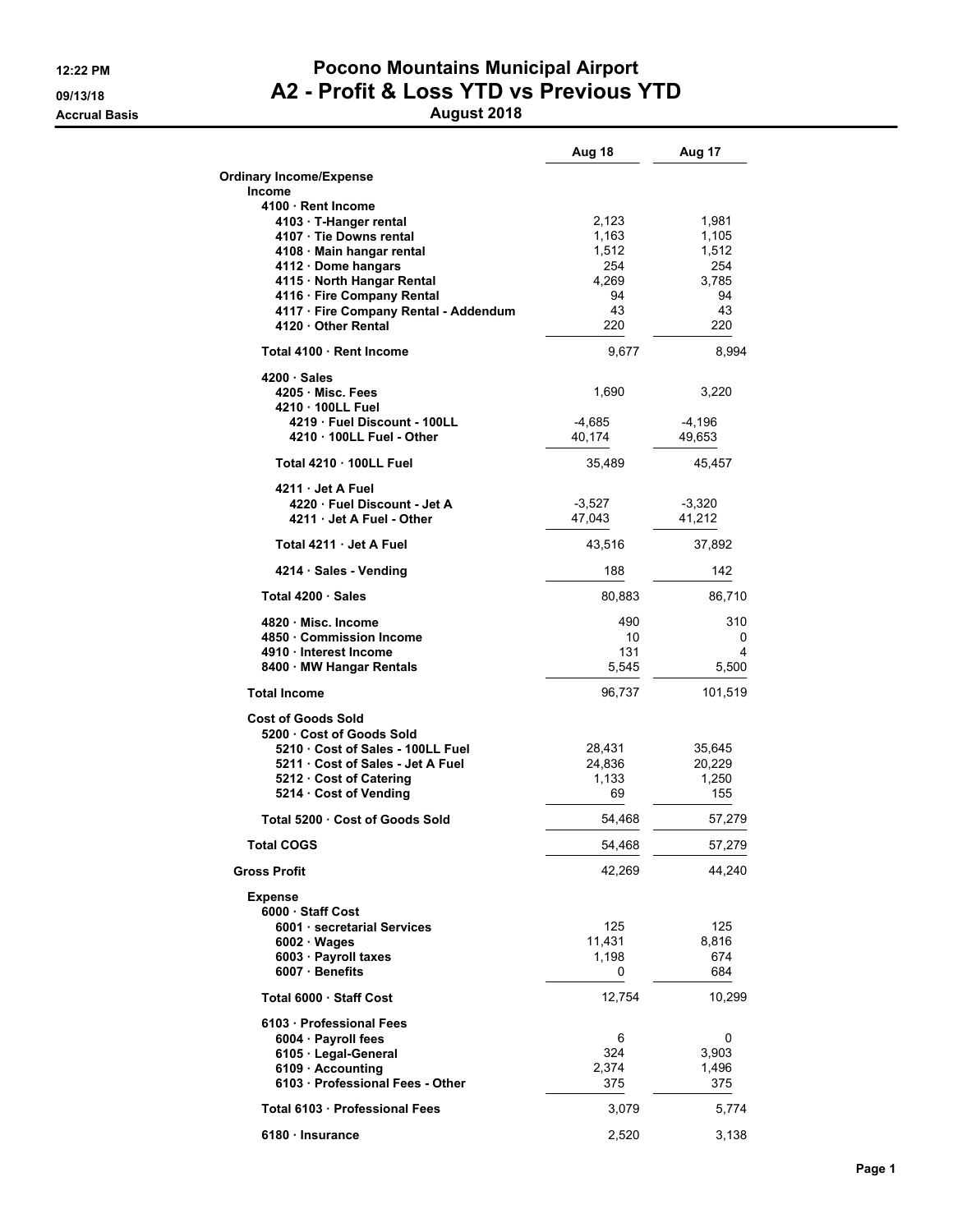# Pocono Mountains Municipal Airport
## A2 - Profit & Loss YTD vs Previous YTD
### August 2018

12:22 PM
09/13/18
Accrual Basis

| | Aug 18 | Aug 17 |
|---|---|---|
| **Ordinary Income/Expense** | | |
| **Income** | | |
| **4100 · Rent Income** | | |
| **4103 · T-Hanger rental** | 2,123 | 1,981 |
| **4107 · Tie Downs rental** | 1,163 | 1,105 |
| **4108 · Main hangar rental** | 1,512 | 1,512 |
| **4112 · Dome hangars** | 254 | 254 |
| **4115 · North Hangar Rental** | 4,269 | 3,785 |
| **4116 · Fire Company Rental** | 94 | 94 |
| **4117 · Fire Company Rental - Addendum** | 43 | 43 |
| **4120 · Other Rental** | 220 | 220 |
| **Total 4100 · Rent Income** | 9,677 | 8,994 |
| **4200 · Sales** | | |
| **4205 · Misc. Fees** | 1,690 | 3,220 |
| **4210 · 100LL Fuel** | | |
| **4219 · Fuel Discount - 100LL** | -4,685 | -4,196 |
| **4210 · 100LL Fuel - Other** | 40,174 | 49,653 |
| **Total 4210 · 100LL Fuel** | 35,489 | 45,457 |
| **4211 · Jet A Fuel** | | |
| **4220 · Fuel Discount - Jet A** | -3,527 | -3,320 |
| **4211 · Jet A Fuel - Other** | 47,043 | 41,212 |
| **Total 4211 · Jet A Fuel** | 43,516 | 37,892 |
| **4214 · Sales - Vending** | 188 | 142 |
| **Total 4200 · Sales** | 80,883 | 86,710 |
| **4820 · Misc. Income** | 490 | 310 |
| **4850 · Commission Income** | 10 | 0 |
| **4910 · Interest Income** | 131 | 4 |
| **8400 · MW Hangar Rentals** | 5,545 | 5,500 |
| **Total Income** | 96,737 | 101,519 |
| **Cost of Goods Sold** | | |
| **5200 · Cost of Goods Sold** | | |
| **5210 · Cost of Sales - 100LL Fuel** | 28,431 | 35,645 |
| **5211 · Cost of Sales - Jet A Fuel** | 24,836 | 20,229 |
| **5212 · Cost of Catering** | 1,133 | 1,250 |
| **5214 · Cost of Vending** | 69 | 155 |
| **Total 5200 · Cost of Goods Sold** | 54,468 | 57,279 |
| **Total COGS** | 54,468 | 57,279 |
| **Gross Profit** | 42,269 | 44,240 |
| **Expense** | | |
| **6000 · Staff Cost** | | |
| **6001 · secretarial Services** | 125 | 125 |
| **6002 · Wages** | 11,431 | 8,816 |
| **6003 · Payroll taxes** | 1,198 | 674 |
| **6007 · Benefits** | 0 | 684 |
| **Total 6000 · Staff Cost** | 12,754 | 10,299 |
| **6103 · Professional Fees** | | |
| **6004 · Payroll fees** | 6 | 0 |
| **6105 · Legal-General** | 324 | 3,903 |
| **6109 · Accounting** | 2,374 | 1,496 |
| **6103 · Professional Fees - Other** | 375 | 375 |
| **Total 6103 · Professional Fees** | 3,079 | 5,774 |
| **6180 · Insurance** | 2,520 | 3,138 |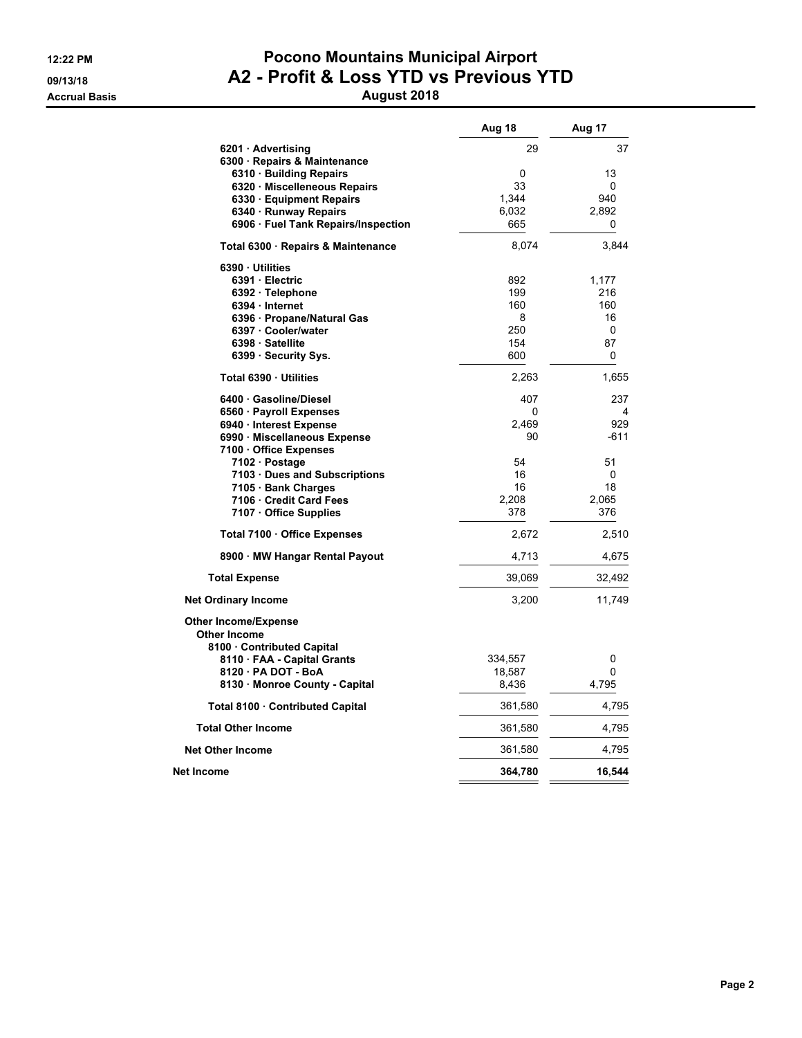# Pocono Mountains Municipal Airport
## A2 - Profit & Loss YTD vs Previous YTD
### August 2018

12:22 PM
09/13/18
Accrual Basis

| | Aug 18 | Aug 17 |
|---|---|---|
| 6201 · Advertising | 29 | 37 |
| 6300 · Repairs & Maintenance | | |
| 6310 · Building Repairs | 0 | 13 |
| 6320 · Miscelleneous Repairs | 33 | 0 |
| 6330 · Equipment Repairs | 1,344 | 940 |
| 6340 · Runway Repairs | 6,032 | 2,892 |
| 6906 · Fuel Tank Repairs/Inspection | 665 | 0 |
| Total 6300 · Repairs & Maintenance | 8,074 | 3,844 |
| 6390 · Utilities | | |
| 6391 · Electric | 892 | 1,177 |
| 6392 · Telephone | 199 | 216 |
| 6394 · Internet | 160 | 160 |
| 6396 · Propane/Natural Gas | 8 | 16 |
| 6397 · Cooler/water | 250 | 0 |
| 6398 · Satellite | 154 | 87 |
| 6399 · Security Sys. | 600 | 0 |
| Total 6390 · Utilities | 2,263 | 1,655 |
| 6400 · Gasoline/Diesel | 407 | 237 |
| 6560 · Payroll Expenses | 0 | 4 |
| 6940 · Interest Expense | 2,469 | 929 |
| 6990 · Miscellaneous Expense | 90 | -611 |
| 7100 · Office Expenses | | |
| 7102 · Postage | 54 | 51 |
| 7103 · Dues and Subscriptions | 16 | 0 |
| 7105 · Bank Charges | 16 | 18 |
| 7106 · Credit Card Fees | 2,208 | 2,065 |
| 7107 · Office Supplies | 378 | 376 |
| Total 7100 · Office Expenses | 2,672 | 2,510 |
| 8900 · MW Hangar Rental Payout | 4,713 | 4,675 |
| **Total Expense** | **39,069** | **32,492** |
| **Net Ordinary Income** | **3,200** | **11,749** |
| **Other Income/Expense** | | |
| **Other Income** | | |
| 8100 · Contributed Capital | | |
| 8110 · FAA - Capital Grants | 334,557 | 0 |
| 8120 · PA DOT - BoA | 18,587 | 0 |
| 8130 · Monroe County - Capital | 8,436 | 4,795 |
| Total 8100 · Contributed Capital | 361,580 | 4,795 |
| **Total Other Income** | **361,580** | **4,795** |
| **Net Other Income** | **361,580** | **4,795** |
| **Net Income** | **364,780** | **16,544** |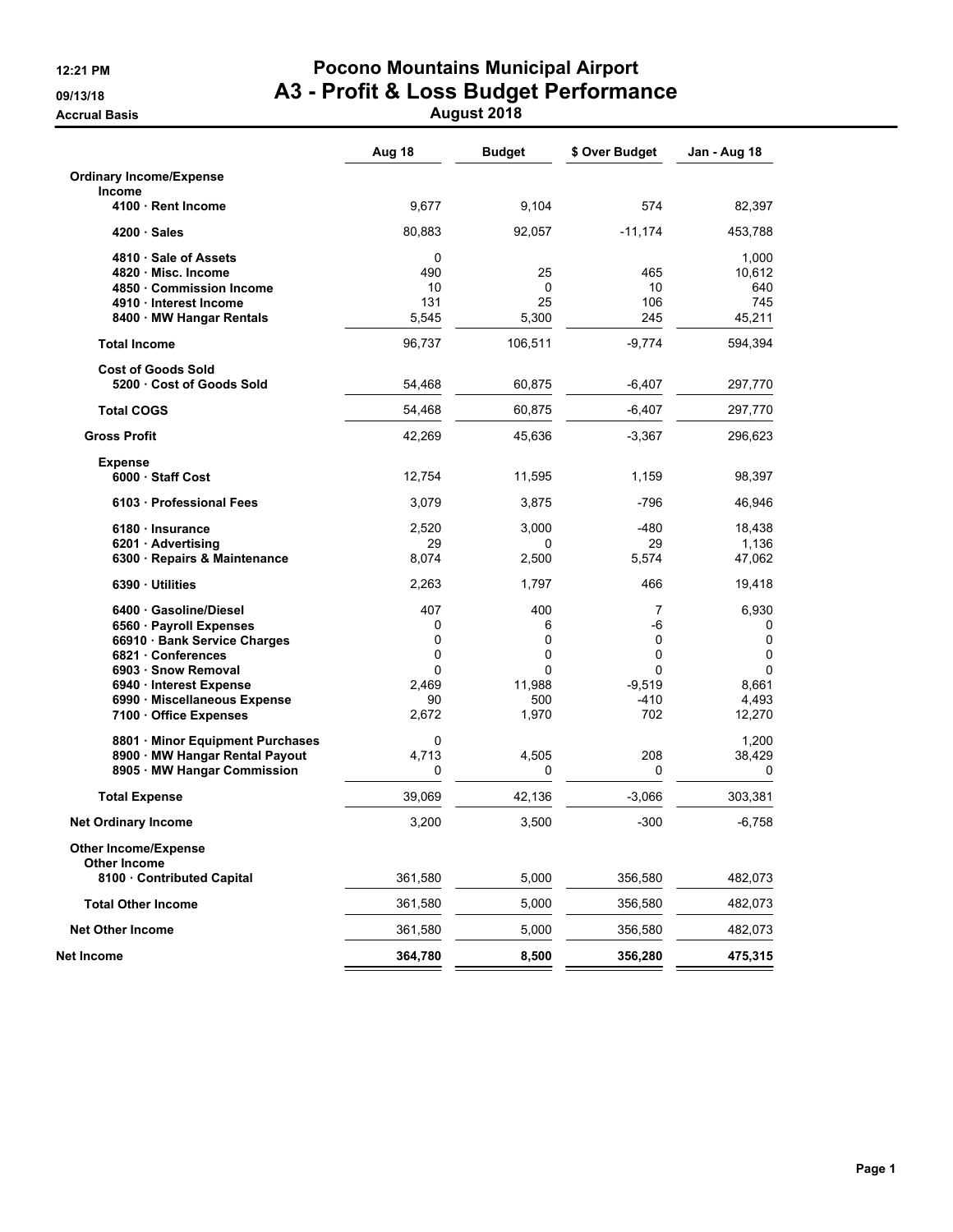12:21 PM
09/13/18
Accrual Basis

# Pocono Mountains Municipal Airport
## A3 - Profit & Loss Budget Performance
### August 2018

| | Aug 18 | Budget | $ Over Budget | Jan - Aug 18 |
|---|---|---|---|---|
| **Ordinary Income/Expense** | | | | |
| **Income** | | | | |
| **4100 · Rent Income** | 9,677 | 9,104 | 574 | 82,397 |
| **4200 · Sales** | 80,883 | 92,057 | -11,174 | 453,788 |
| **4810 · Sale of Assets** | 0 | | | 1,000 |
| **4820 · Misc. Income** | 490 | 25 | 465 | 10,612 |
| **4850 · Commission Income** | 10 | 0 | 10 | 640 |
| **4910 · Interest Income** | 131 | 25 | 106 | 745 |
| **8400 · MW Hangar Rentals** | 5,545 | 5,300 | 245 | 45,211 |
| **Total Income** | 96,737 | 106,511 | -9,774 | 594,394 |
| **Cost of Goods Sold** | | | | |
| **5200 · Cost of Goods Sold** | 54,468 | 60,875 | -6,407 | 297,770 |
| **Total COGS** | 54,468 | 60,875 | -6,407 | 297,770 |
| **Gross Profit** | 42,269 | 45,636 | -3,367 | 296,623 |
| **Expense** | | | | |
| **6000 · Staff Cost** | 12,754 | 11,595 | 1,159 | 98,397 |
| **6103 · Professional Fees** | 3,079 | 3,875 | -796 | 46,946 |
| **6180 · Insurance** | 2,520 | 3,000 | -480 | 18,438 |
| **6201 · Advertising** | 29 | 0 | 29 | 1,136 |
| **6300 · Repairs & Maintenance** | 8,074 | 2,500 | 5,574 | 47,062 |
| **6390 · Utilities** | 2,263 | 1,797 | 466 | 19,418 |
| **6400 · Gasoline/Diesel** | 407 | 400 | 7 | 6,930 |
| **6560 · Payroll Expenses** | 0 | 6 | -6 | 0 |
| **66910 · Bank Service Charges** | 0 | 0 | 0 | 0 |
| **6821 · Conferences** | 0 | 0 | 0 | 0 |
| **6903 · Snow Removal** | 0 | 0 | 0 | 0 |
| **6940 · Interest Expense** | 2,469 | 11,988 | -9,519 | 8,661 |
| **6990 · Miscellaneous Expense** | 90 | 500 | -410 | 4,493 |
| **7100 · Office Expenses** | 2,672 | 1,970 | 702 | 12,270 |
| **8801 · Minor Equipment Purchases** | 0 | | | 1,200 |
| **8900 · MW Hangar Rental Payout** | 4,713 | 4,505 | 208 | 38,429 |
| **8905 · MW Hangar Commission** | 0 | 0 | 0 | 0 |
| **Total Expense** | 39,069 | 42,136 | -3,066 | 303,381 |
| **Net Ordinary Income** | 3,200 | 3,500 | -300 | -6,758 |
| **Other Income/Expense** | | | | |
| **Other Income** | | | | |
| **8100 · Contributed Capital** | 361,580 | 5,000 | 356,580 | 482,073 |
| **Total Other Income** | 361,580 | 5,000 | 356,580 | 482,073 |
| **Net Other Income** | 361,580 | 5,000 | 356,580 | 482,073 |
| **Net Income** | **364,780** | **8,500** | **356,280** | **475,315** |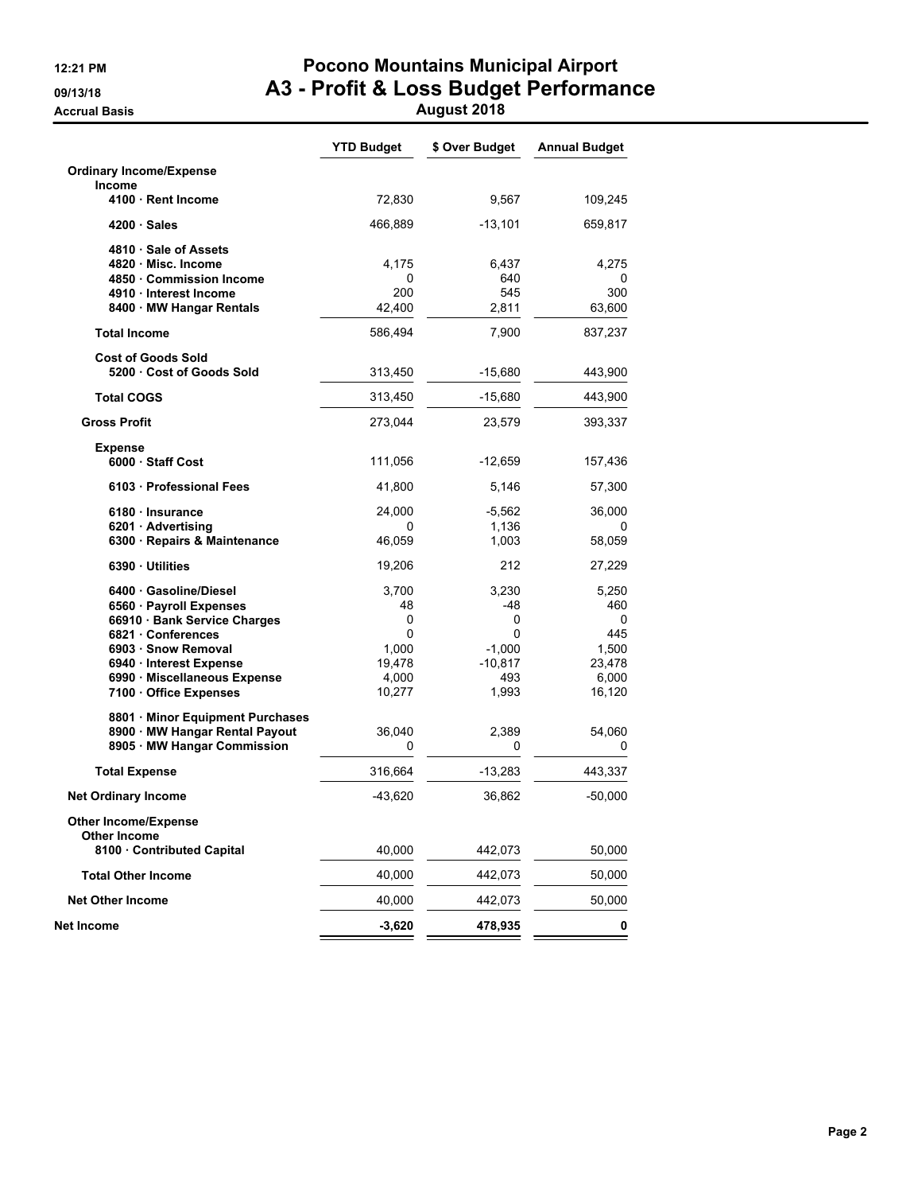# Pocono Mountains Municipal Airport

## A3 - Profit & Loss Budget Performance

**August 2018**

12:21 PM
09/13/18
Accrual Basis

| | YTD Budget | $ Over Budget | Annual Budget |
|---|---|---|---|
| **Ordinary Income/Expense** | | | |
| **Income** | | | |
| 4100 · Rent Income | 72,830 | 9,567 | 109,245 |
| 4200 · Sales | 466,889 | -13,101 | 659,817 |
| 4810 · Sale of Assets | | | |
| 4820 · Misc. Income | 4,175 | 6,437 | 4,275 |
| 4850 · Commission Income | 0 | 640 | 0 |
| 4910 · Interest Income | 200 | 545 | 300 |
| 8400 · MW Hangar Rentals | 42,400 | 2,811 | 63,600 |
| **Total Income** | 586,494 | 7,900 | 837,237 |
| **Cost of Goods Sold** | | | |
| 5200 · Cost of Goods Sold | 313,450 | -15,680 | 443,900 |
| **Total COGS** | 313,450 | -15,680 | 443,900 |
| **Gross Profit** | 273,044 | 23,579 | 393,337 |
| **Expense** | | | |
| 6000 · Staff Cost | 111,056 | -12,659 | 157,436 |
| 6103 · Professional Fees | 41,800 | 5,146 | 57,300 |
| 6180 · Insurance | 24,000 | -5,562 | 36,000 |
| 6201 · Advertising | 0 | 1,136 | 0 |
| 6300 · Repairs & Maintenance | 46,059 | 1,003 | 58,059 |
| 6390 · Utilities | 19,206 | 212 | 27,229 |
| 6400 · Gasoline/Diesel | 3,700 | 3,230 | 5,250 |
| 6560 · Payroll Expenses | 48 | -48 | 460 |
| 66910 · Bank Service Charges | 0 | 0 | 0 |
| 6821 · Conferences | 0 | 0 | 445 |
| 6903 · Snow Removal | 1,000 | -1,000 | 1,500 |
| 6940 · Interest Expense | 19,478 | -10,817 | 23,478 |
| 6990 · Miscellaneous Expense | 4,000 | 493 | 6,000 |
| 7100 · Office Expenses | 10,277 | 1,993 | 16,120 |
| 8801 · Minor Equipment Purchases | | | |
| 8900 · MW Hangar Rental Payout | 36,040 | 2,389 | 54,060 |
| 8905 · MW Hangar Commission | 0 | 0 | 0 |
| **Total Expense** | 316,664 | -13,283 | 443,337 |
| **Net Ordinary Income** | -43,620 | 36,862 | -50,000 |
| **Other Income/Expense** | | | |
| **Other Income** | | | |
| 8100 · Contributed Capital | 40,000 | 442,073 | 50,000 |
| **Total Other Income** | 40,000 | 442,073 | 50,000 |
| **Net Other Income** | 40,000 | 442,073 | 50,000 |
| **Net Income** | **-3,620** | **478,935** | **0** |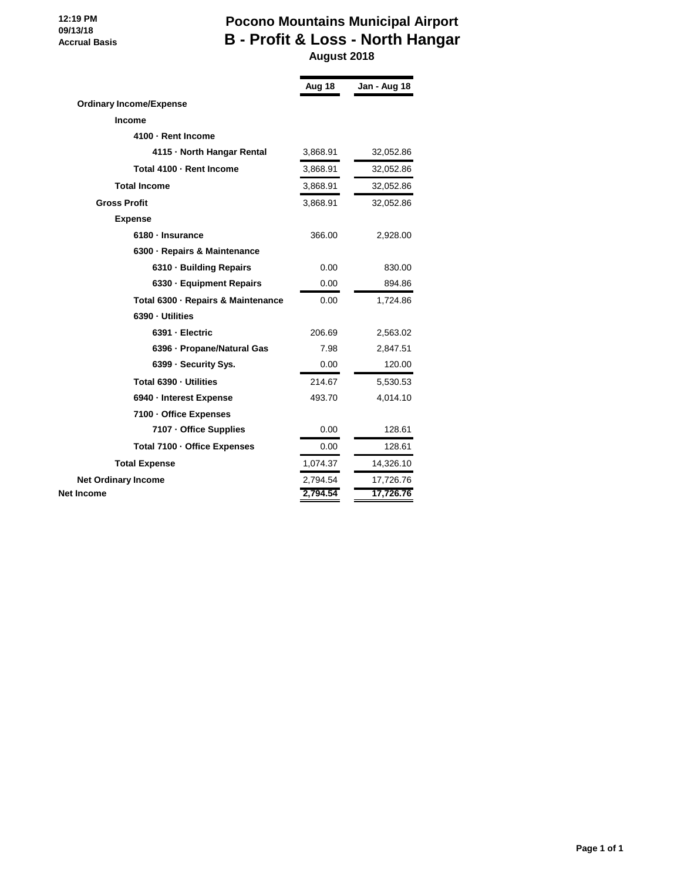12:19 PM
09/13/18
Accrual Basis

# Pocono Mountains Municipal Airport
## B - Profit & Loss - North Hangar
### August 2018

| | Aug 18 | Jan - Aug 18 |
|---|---|---|
| **Ordinary Income/Expense** | | |
| **Income** | | |
| **4100 · Rent Income** | | |
| **4115 · North Hangar Rental** | 3,868.91 | 32,052.86 |
| **Total 4100 · Rent Income** | 3,868.91 | 32,052.86 |
| **Total Income** | 3,868.91 | 32,052.86 |
| **Gross Profit** | 3,868.91 | 32,052.86 |
| **Expense** | | |
| **6180 · Insurance** | 366.00 | 2,928.00 |
| **6300 · Repairs & Maintenance** | | |
| **6310 · Building Repairs** | 0.00 | 830.00 |
| **6330 · Equipment Repairs** | 0.00 | 894.86 |
| **Total 6300 · Repairs & Maintenance** | 0.00 | 1,724.86 |
| **6390 · Utilities** | | |
| **6391 · Electric** | 206.69 | 2,563.02 |
| **6396 · Propane/Natural Gas** | 7.98 | 2,847.51 |
| **6399 · Security Sys.** | 0.00 | 120.00 |
| **Total 6390 · Utilities** | 214.67 | 5,530.53 |
| **6940 · Interest Expense** | 493.70 | 4,014.10 |
| **7100 · Office Expenses** | | |
| **7107 · Office Supplies** | 0.00 | 128.61 |
| **Total 7100 · Office Expenses** | 0.00 | 128.61 |
| **Total Expense** | 1,074.37 | 14,326.10 |
| **Net Ordinary Income** | 2,794.54 | 17,726.76 |
| **Net Income** | **2,794.54** | **17,726.76** |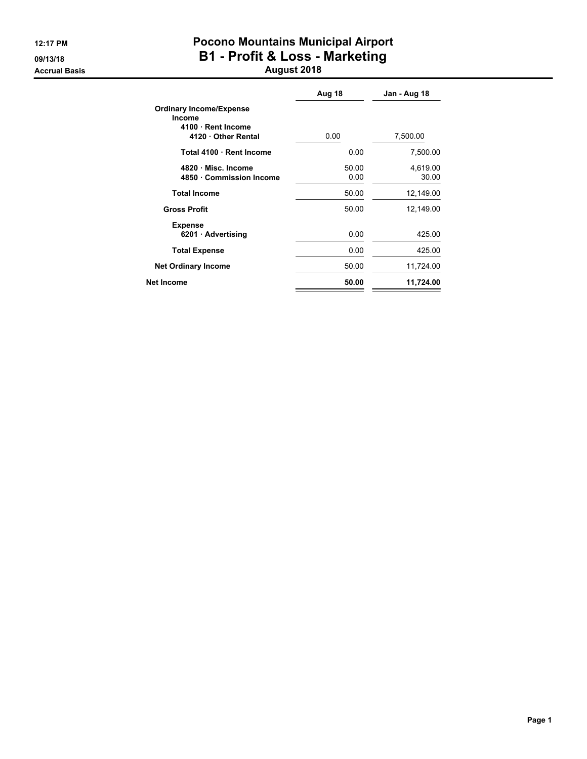12:17 PM
09/13/18
Accrual Basis

# Pocono Mountains Municipal Airport
## B1 - Profit & Loss - Marketing
### August 2018

| | Aug 18 | Jan - Aug 18 |
|---|---|---|
| **Ordinary Income/Expense** | | |
| **Income** | | |
| **4100 · Rent Income** | | |
| **4120 · Other Rental** | 0.00 | 7,500.00 |
| **Total 4100 · Rent Income** | 0.00 | 7,500.00 |
| **4820 · Misc. Income** | 50.00 | 4,619.00 |
| **4850 · Commission Income** | 0.00 | 30.00 |
| **Total Income** | 50.00 | 12,149.00 |
| **Gross Profit** | 50.00 | 12,149.00 |
| **Expense** | | |
| **6201 · Advertising** | 0.00 | 425.00 |
| **Total Expense** | 0.00 | 425.00 |
| **Net Ordinary Income** | 50.00 | 11,724.00 |
| **Net Income** | **50.00** | **11,724.00** |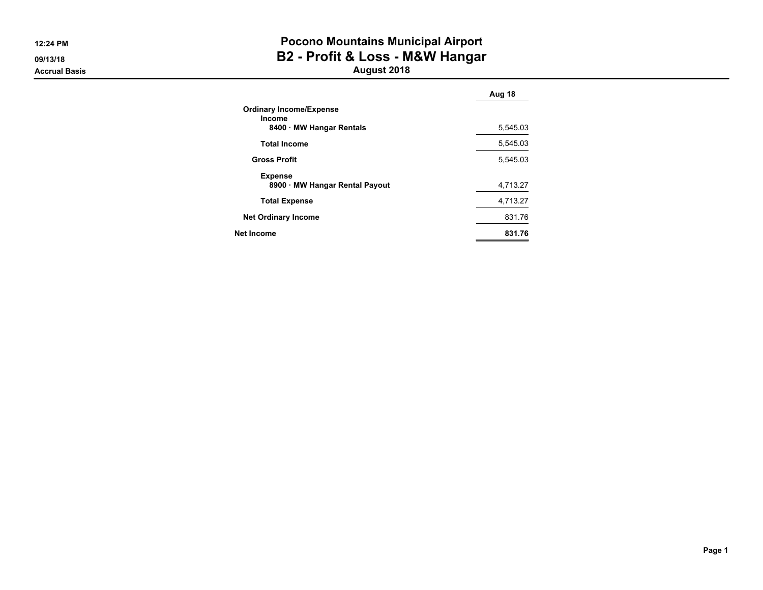12:24 PM
09/13/18
Accrual Basis

# Pocono Mountains Municipal Airport
## B2 - Profit & Loss - M&W Hangar
### August 2018

| | Aug 18 |
|---|---|
| **Ordinary Income/Expense** | |
| **Income** | |
| **8400 · MW Hangar Rentals** | 5,545.03 |
| **Total Income** | 5,545.03 |
| **Gross Profit** | 5,545.03 |
| **Expense** | |
| **8900 · MW Hangar Rental Payout** | 4,713.27 |
| **Total Expense** | 4,713.27 |
| **Net Ordinary Income** | 831.76 |
| **Net Income** | **831.76** |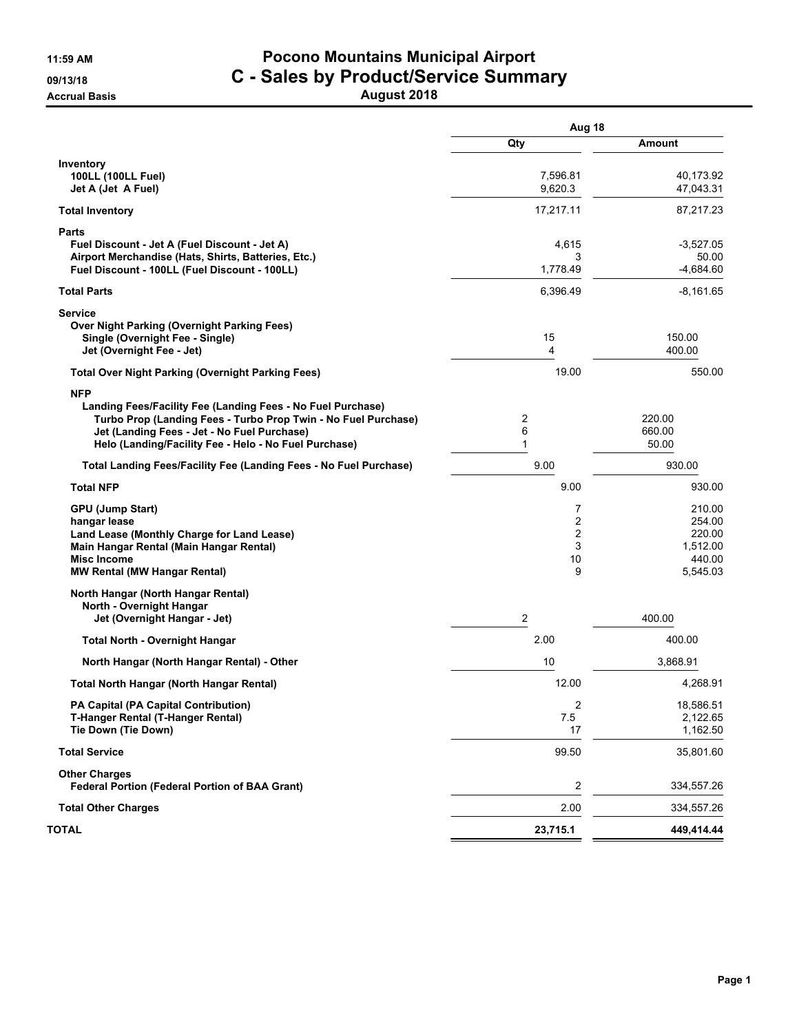11:59 AM
09/13/18
Accrual Basis

# Pocono Mountains Municipal Airport
## C - Sales by Product/Service Summary
### August 2018

| | Aug 18 | |
|---|---|---|
| | **Qty** | **Amount** |
| **Inventory** | | |
| **100LL (100LL Fuel)** | 7,596.81 | 40,173.92 |
| **Jet A (Jet A Fuel)** | 9,620.3 | 47,043.31 |
| **Total Inventory** | 17,217.11 | 87,217.23 |
| **Parts** | | |
| **Fuel Discount - Jet A (Fuel Discount - Jet A)** | 4,615 | -3,527.05 |
| **Airport Merchandise (Hats, Shirts, Batteries, Etc.)** | 3 | 50.00 |
| **Fuel Discount - 100LL (Fuel Discount - 100LL)** | 1,778.49 | -4,684.60 |
| **Total Parts** | 6,396.49 | -8,161.65 |
| **Service** | | |
| **Over Night Parking (Overnight Parking Fees)** | | |
| **Single (Overnight Fee - Single)** | 15 | 150.00 |
| **Jet (Overnight Fee - Jet)** | 4 | 400.00 |
| **Total Over Night Parking (Overnight Parking Fees)** | 19.00 | 550.00 |
| **NFP** | | |
| **Landing Fees/Facility Fee (Landing Fees - No Fuel Purchase)** | | |
| **Turbo Prop (Landing Fees - Turbo Prop Twin - No Fuel Purchase)** | 2 | 220.00 |
| **Jet (Landing Fees - Jet - No Fuel Purchase)** | 6 | 660.00 |
| **Helo (Landing/Facility Fee - Helo - No Fuel Purchase)** | 1 | 50.00 |
| **Total Landing Fees/Facility Fee (Landing Fees - No Fuel Purchase)** | 9.00 | 930.00 |
| **Total NFP** | 9.00 | 930.00 |
| **GPU (Jump Start)** | 7 | 210.00 |
| **hangar lease** | 2 | 254.00 |
| **Land Lease (Monthly Charge for Land Lease)** | 2 | 220.00 |
| **Main Hangar Rental (Main Hangar Rental)** | 3 | 1,512.00 |
| **Misc Income** | 10 | 440.00 |
| **MW Rental (MW Hangar Rental)** | 9 | 5,545.03 |
| **North Hangar (North Hangar Rental)** | | |
| **North - Overnight Hangar** | | |
| **Jet (Overnight Hangar - Jet)** | 2 | 400.00 |
| **Total North - Overnight Hangar** | 2.00 | 400.00 |
| **North Hangar (North Hangar Rental) - Other** | 10 | 3,868.91 |
| **Total North Hangar (North Hangar Rental)** | 12.00 | 4,268.91 |
| **PA Capital (PA Capital Contribution)** | 2 | 18,586.51 |
| **T-Hanger Rental (T-Hanger Rental)** | 7.5 | 2,122.65 |
| **Tie Down (Tie Down)** | 17 | 1,162.50 |
| **Total Service** | 99.50 | 35,801.60 |
| **Other Charges** | | |
| **Federal Portion (Federal Portion of BAA Grant)** | 2 | 334,557.26 |
| **Total Other Charges** | 2.00 | 334,557.26 |
| **TOTAL** | **23,715.1** | **449,414.44** |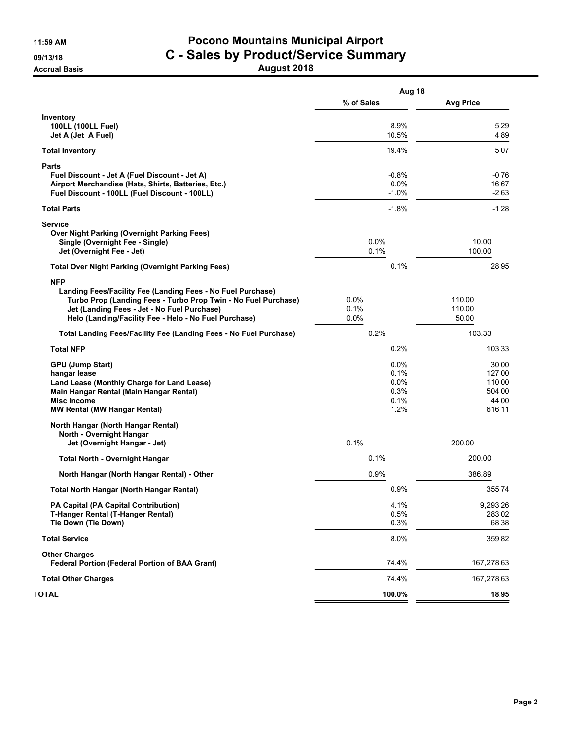**11:59 AM**
**09/13/18**
**Accrual Basis**

# Pocono Mountains Municipal Airport
## C - Sales by Product/Service Summary
### August 2018

| | Aug 18 | |
|---|---|---|
| | **% of Sales** | **Avg Price** |
| **Inventory** | | |
| **100LL (100LL Fuel)** | 8.9% | 5.29 |
| **Jet A (Jet A Fuel)** | 10.5% | 4.89 |
| **Total Inventory** | 19.4% | 5.07 |
| **Parts** | | |
| **Fuel Discount - Jet A (Fuel Discount - Jet A)** | -0.8% | -0.76 |
| **Airport Merchandise (Hats, Shirts, Batteries, Etc.)** | 0.0% | 16.67 |
| **Fuel Discount - 100LL (Fuel Discount - 100LL)** | -1.0% | -2.63 |
| **Total Parts** | -1.8% | -1.28 |
| **Service** | | |
| **Over Night Parking (Overnight Parking Fees)** | | |
| **Single (Overnight Fee - Single)** | 0.0% | 10.00 |
| **Jet (Overnight Fee - Jet)** | 0.1% | 100.00 |
| **Total Over Night Parking (Overnight Parking Fees)** | 0.1% | 28.95 |
| **NFP** | | |
| **Landing Fees/Facility Fee (Landing Fees - No Fuel Purchase)** | | |
| **Turbo Prop (Landing Fees - Turbo Prop Twin - No Fuel Purchase)** | 0.0% | 110.00 |
| **Jet (Landing Fees - Jet - No Fuel Purchase)** | 0.1% | 110.00 |
| **Helo (Landing/Facility Fee - Helo - No Fuel Purchase)** | 0.0% | 50.00 |
| **Total Landing Fees/Facility Fee (Landing Fees - No Fuel Purchase)** | 0.2% | 103.33 |
| **Total NFP** | 0.2% | 103.33 |
| **GPU (Jump Start)** | 0.0% | 30.00 |
| **hangar lease** | 0.1% | 127.00 |
| **Land Lease (Monthly Charge for Land Lease)** | 0.0% | 110.00 |
| **Main Hangar Rental (Main Hangar Rental)** | 0.3% | 504.00 |
| **Misc Income** | 0.1% | 44.00 |
| **MW Rental (MW Hangar Rental)** | 1.2% | 616.11 |
| **North Hangar (North Hangar Rental)** | | |
| **North - Overnight Hangar** | | |
| **Jet (Overnight Hangar - Jet)** | 0.1% | 200.00 |
| **Total North - Overnight Hangar** | 0.1% | 200.00 |
| **North Hangar (North Hangar Rental) - Other** | 0.9% | 386.89 |
| **Total North Hangar (North Hangar Rental)** | 0.9% | 355.74 |
| **PA Capital (PA Capital Contribution)** | 4.1% | 9,293.26 |
| **T-Hanger Rental (T-Hanger Rental)** | 0.5% | 283.02 |
| **Tie Down (Tie Down)** | 0.3% | 68.38 |
| **Total Service** | 8.0% | 359.82 |
| **Other Charges** | | |
| **Federal Portion (Federal Portion of BAA Grant)** | 74.4% | 167,278.63 |
| **Total Other Charges** | 74.4% | 167,278.63 |
| **TOTAL** | **100.0%** | **18.95** |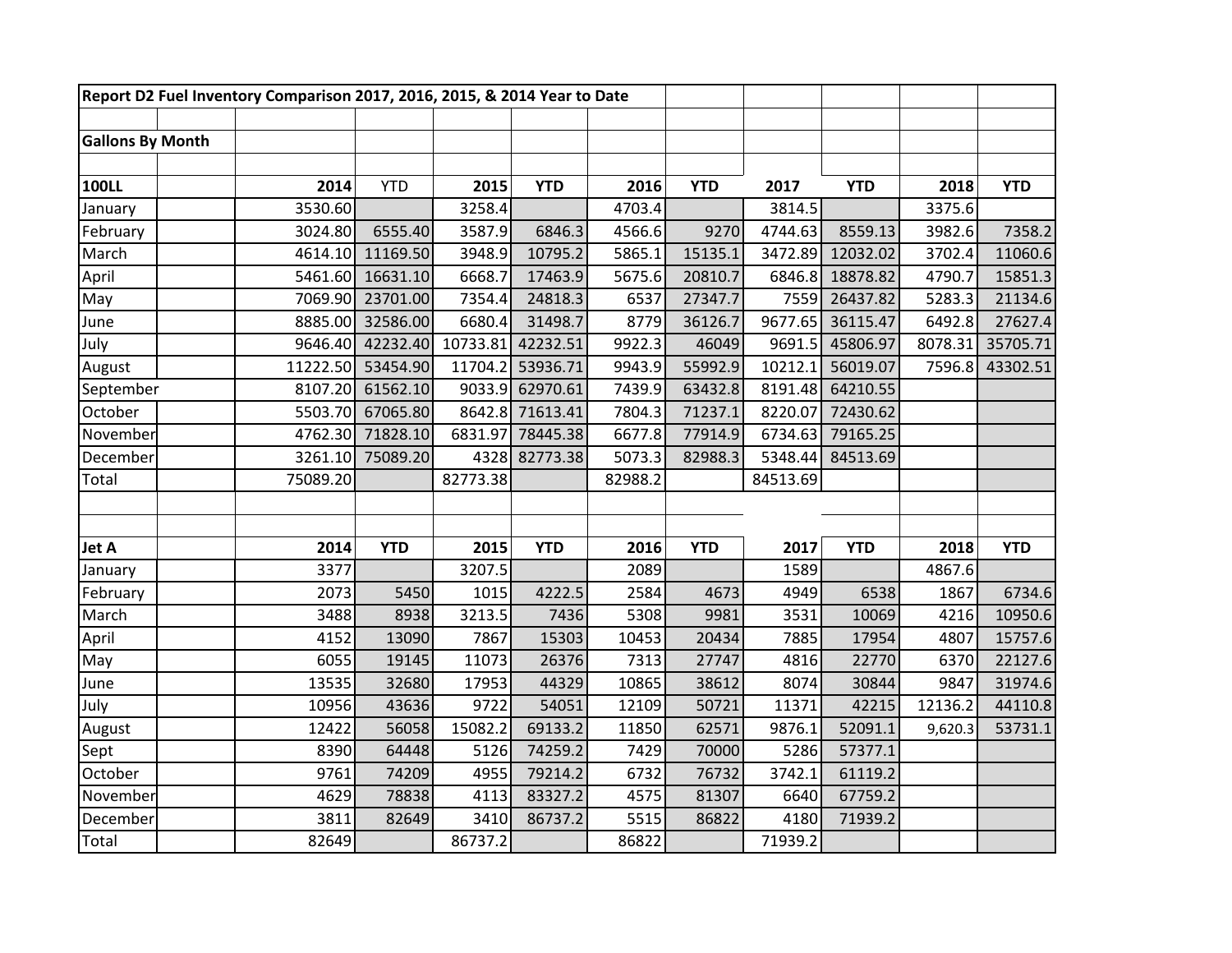**Report D2 Fuel Inventory Comparison 2017, 2016, 2015, & 2014 Year to Date**

**Gallons By Month**

| **100LL** | **2014** | YTD | **2015** | **YTD** | **2016** | **YTD** | **2017** | **YTD** | **2018** | **YTD** |
|---|---|---|---|---|---|---|---|---|---|---|
| January | 3530.60 | | 3258.4 | | 4703.4 | | 3814.5 | | 3375.6 | |
| February | 3024.80 | 6555.40 | 3587.9 | 6846.3 | 4566.6 | 9270 | 4744.63 | 8559.13 | 3982.6 | 7358.2 |
| March | 4614.10 | 11169.50 | 3948.9 | 10795.2 | 5865.1 | 15135.1 | 3472.89 | 12032.02 | 3702.4 | 11060.6 |
| April | 5461.60 | 16631.10 | 6668.7 | 17463.9 | 5675.6 | 20810.7 | 6846.8 | 18878.82 | 4790.7 | 15851.3 |
| May | 7069.90 | 23701.00 | 7354.4 | 24818.3 | 6537 | 27347.7 | 7559 | 26437.82 | 5283.3 | 21134.6 |
| June | 8885.00 | 32586.00 | 6680.4 | 31498.7 | 8779 | 36126.7 | 9677.65 | 36115.47 | 6492.8 | 27627.4 |
| July | 9646.40 | 42232.40 | 10733.81 | 42232.51 | 9922.3 | 46049 | 9691.5 | 45806.97 | 8078.31 | 35705.71 |
| August | 11222.50 | 53454.90 | 11704.2 | 53936.71 | 9943.9 | 55992.9 | 10212.1 | 56019.07 | 7596.8 | 43302.51 |
| September | 8107.20 | 61562.10 | 9033.9 | 62970.61 | 7439.9 | 63432.8 | 8191.48 | 64210.55 | | |
| October | 5503.70 | 67065.80 | 8642.8 | 71613.41 | 7804.3 | 71237.1 | 8220.07 | 72430.62 | | |
| November | 4762.30 | 71828.10 | 6831.97 | 78445.38 | 6677.8 | 77914.9 | 6734.63 | 79165.25 | | |
| December | 3261.10 | 75089.20 | 4328 | 82773.38 | 5073.3 | 82988.3 | 5348.44 | 84513.69 | | |
| Total | 75089.20 | | 82773.38 | | 82988.2 | | 84513.69 | | | |

| **Jet A** | **2014** | **YTD** | **2015** | **YTD** | **2016** | **YTD** | **2017** | **YTD** | **2018** | **YTD** |
|---|---|---|---|---|---|---|---|---|---|---|
| January | 3377 | | 3207.5 | | 2089 | | 1589 | | 4867.6 | |
| February | 2073 | 5450 | 1015 | 4222.5 | 2584 | 4673 | 4949 | 6538 | 1867 | 6734.6 |
| March | 3488 | 8938 | 3213.5 | 7436 | 5308 | 9981 | 3531 | 10069 | 4216 | 10950.6 |
| April | 4152 | 13090 | 7867 | 15303 | 10453 | 20434 | 7885 | 17954 | 4807 | 15757.6 |
| May | 6055 | 19145 | 11073 | 26376 | 7313 | 27747 | 4816 | 22770 | 6370 | 22127.6 |
| June | 13535 | 32680 | 17953 | 44329 | 10865 | 38612 | 8074 | 30844 | 9847 | 31974.6 |
| July | 10956 | 43636 | 9722 | 54051 | 12109 | 50721 | 11371 | 42215 | 12136.2 | 44110.8 |
| August | 12422 | 56058 | 15082.2 | 69133.2 | 11850 | 62571 | 9876.1 | 52091.1 | 9,620.3 | 53731.1 |
| Sept | 8390 | 64448 | 5126 | 74259.2 | 7429 | 70000 | 5286 | 57377.1 | | |
| October | 9761 | 74209 | 4955 | 79214.2 | 6732 | 76732 | 3742.1 | 61119.2 | | |
| November | 4629 | 78838 | 4113 | 83327.2 | 4575 | 81307 | 6640 | 67759.2 | | |
| December | 3811 | 82649 | 3410 | 86737.2 | 5515 | 86822 | 4180 | 71939.2 | | |
| Total | 82649 | | 86737.2 | | 86822 | | 71939.2 | | | |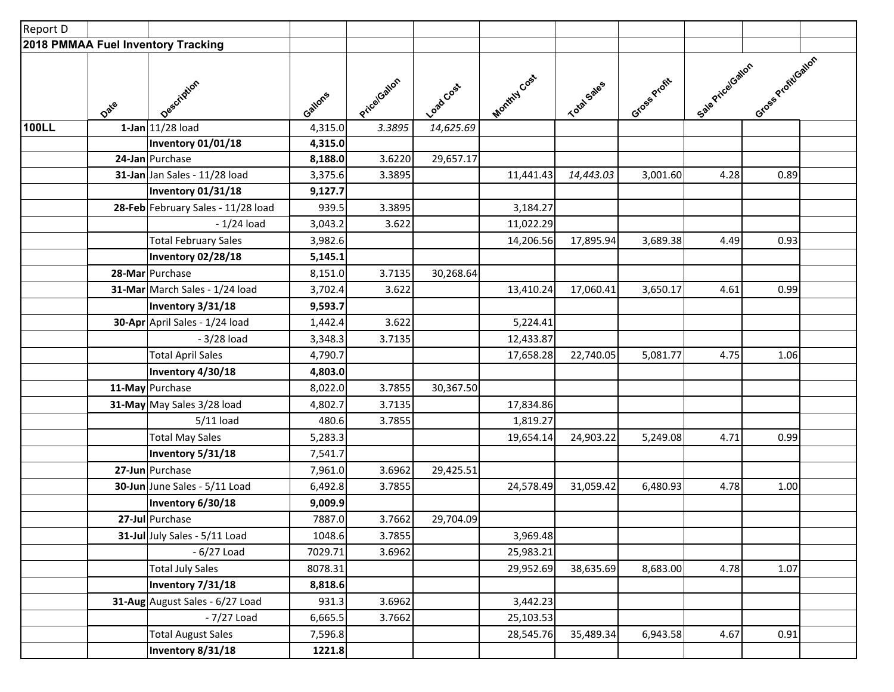Report D

**2018 PMMAA Fuel Inventory Tracking**

| | Date | Description | Gallons | Price/Gallon | Load Cost | Monthly Cost | Total Sales | Gross Profit | Sale Price/Gallon | Gross Profit/Gallon |
|---|---|---|---|---|---|---|---|---|---|---|
| **100LL** | 1-Jan | 11/28 load | 4,315.0 | *3.3895* | *14,625.69* | | | | | |
| | | **Inventory 01/01/18** | **4,315.0** | | | | | | | |
| | 24-Jan | Purchase | **8,188.0** | 3.6220 | 29,657.17 | | | | | |
| | 31-Jan | Jan Sales - 11/28 load | 3,375.6 | 3.3895 | | 11,441.43 | *14,443.03* | 3,001.60 | 4.28 | 0.89 |
| | | **Inventory 01/31/18** | **9,127.7** | | | | | | | |
| | 28-Feb | February Sales - 11/28 load | 939.5 | 3.3895 | | 3,184.27 | | | | |
| | | - 1/24 load | 3,043.2 | 3.622 | | 11,022.29 | | | | |
| | | Total February Sales | 3,982.6 | | | 14,206.56 | 17,895.94 | 3,689.38 | 4.49 | 0.93 |
| | | **Inventory 02/28/18** | **5,145.1** | | | | | | | |
| | 28-Mar | Purchase | 8,151.0 | 3.7135 | 30,268.64 | | | | | |
| | 31-Mar | March Sales - 1/24 load | 3,702.4 | 3.622 | | 13,410.24 | 17,060.41 | 3,650.17 | 4.61 | 0.99 |
| | | **Inventory 3/31/18** | **9,593.7** | | | | | | | |
| | 30-Apr | April Sales - 1/24 load | 1,442.4 | 3.622 | | 5,224.41 | | | | |
| | | - 3/28 load | 3,348.3 | 3.7135 | | 12,433.87 | | | | |
| | | Total April Sales | 4,790.7 | | | 17,658.28 | 22,740.05 | 5,081.77 | 4.75 | 1.06 |
| | | **Inventory 4/30/18** | **4,803.0** | | | | | | | |
| | 11-May | Purchase | 8,022.0 | 3.7855 | 30,367.50 | | | | | |
| | 31-May | May Sales 3/28 load | 4,802.7 | 3.7135 | | 17,834.86 | | | | |
| | | 5/11 load | 480.6 | 3.7855 | | 1,819.27 | | | | |
| | | Total May Sales | 5,283.3 | | | 19,654.14 | 24,903.22 | 5,249.08 | 4.71 | 0.99 |
| | | **Inventory 5/31/18** | 7,541.7 | | | | | | | |
| | 27-Jun | Purchase | 7,961.0 | 3.6962 | 29,425.51 | | | | | |
| | 30-Jun | June Sales - 5/11 Load | 6,492.8 | 3.7855 | | 24,578.49 | 31,059.42 | 6,480.93 | 4.78 | 1.00 |
| | | **Inventory 6/30/18** | **9,009.9** | | | | | | | |
| | 27-Jul | Purchase | 7887.0 | 3.7662 | 29,704.09 | | | | | |
| | 31-Jul | July Sales - 5/11 Load | 1048.6 | 3.7855 | | 3,969.48 | | | | |
| | | - 6/27 Load | 7029.71 | 3.6962 | | 25,983.21 | | | | |
| | | Total July Sales | 8078.31 | | | 29,952.69 | 38,635.69 | 8,683.00 | 4.78 | 1.07 |
| | | **Inventory 7/31/18** | **8,818.6** | | | | | | | |
| | 31-Aug | August Sales - 6/27 Load | 931.3 | 3.6962 | | 3,442.23 | | | | |
| | | - 7/27 Load | 6,665.5 | 3.7662 | | 25,103.53 | | | | |
| | | Total August Sales | 7,596.8 | | | 28,545.76 | 35,489.34 | 6,943.58 | 4.67 | 0.91 |
| | | **Inventory 8/31/18** | **1221.8** | | | | | | | |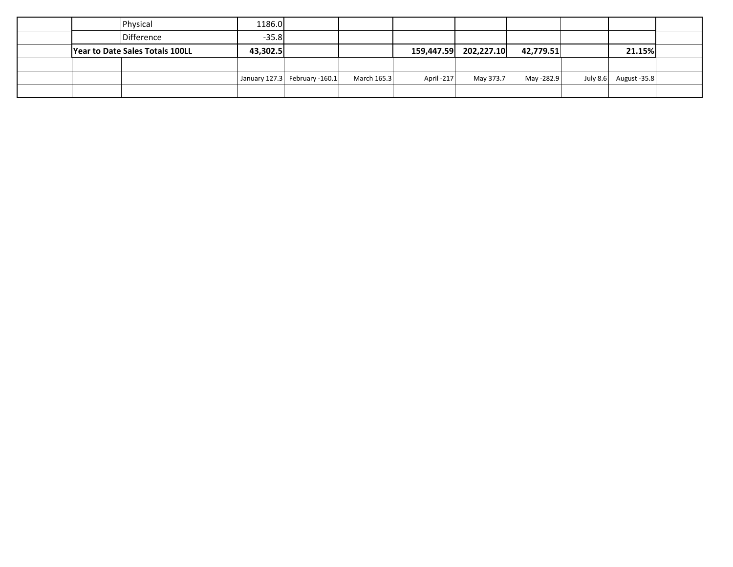| | | Physical | 1186.0 | | | | | | | | |
|---|---|---|---|---|---|---|---|---|---|---|---|
| | | Difference | -35.8 | | | | | | | | |
| | **Year to Date Sales Totals 100LL** | | **43,302.5** | | | **159,447.59** | **202,227.10** | **42,779.51** | | **21.15%** | |
| | | | | | | | | | | | |
| | | | January 127.3 | February -160.1 | March 165.3 | April -217 | May 373.7 | May -282.9 | July 8.6 | August -35.8 | |
| | | | | | | | | | | | |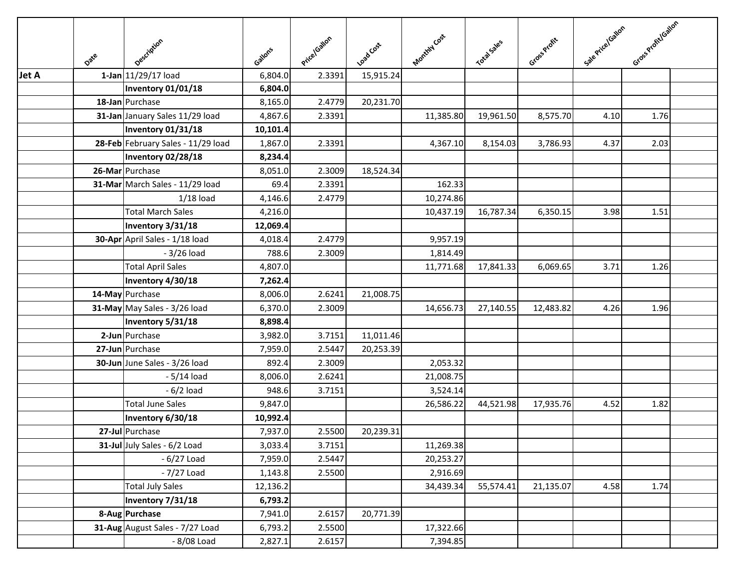|  | Date | Description | Gallons | Price/Gallon | Load Cost | Monthly Cost | Total Sales | Gross Profit | Sale Price/Gallon | Gross Profit/Gallon |  |
|---|---|---|---|---|---|---|---|---|---|---|---|
| Jet A | 1-Jan | 11/29/17 load | 6,804.0 | 2.3391 | 15,915.24 |  |  |  |  |  |  |
|  |  | **Inventory 01/01/18** | **6,804.0** |  |  |  |  |  |  |  |  |
|  | 18-Jan | Purchase | 8,165.0 | 2.4779 | 20,231.70 |  |  |  |  |  |  |
|  | 31-Jan | January Sales 11/29 load | 4,867.6 | 2.3391 |  | 11,385.80 | 19,961.50 | 8,575.70 | 4.10 | 1.76 |  |
|  |  | **Inventory 01/31/18** | **10,101.4** |  |  |  |  |  |  |  |  |
|  | 28-Feb | February Sales - 11/29 load | 1,867.0 | 2.3391 |  | 4,367.10 | 8,154.03 | 3,786.93 | 4.37 | 2.03 |  |
|  |  | **Inventory 02/28/18** | **8,234.4** |  |  |  |  |  |  |  |  |
|  | 26-Mar | Purchase | 8,051.0 | 2.3009 | 18,524.34 |  |  |  |  |  |  |
|  | 31-Mar | March Sales - 11/29 load | 69.4 | 2.3391 |  | 162.33 |  |  |  |  |  |
|  |  | 1/18 load | 4,146.6 | 2.4779 |  | 10,274.86 |  |  |  |  |  |
|  |  | Total March Sales | 4,216.0 |  |  | 10,437.19 | 16,787.34 | 6,350.15 | 3.98 | 1.51 |  |
|  |  | **Inventory 3/31/18** | **12,069.4** |  |  |  |  |  |  |  |  |
|  | 30-Apr | April Sales - 1/18 load | 4,018.4 | 2.4779 |  | 9,957.19 |  |  |  |  |  |
|  |  | - 3/26 load | 788.6 | 2.3009 |  | 1,814.49 |  |  |  |  |  |
|  |  | Total April Sales | 4,807.0 |  |  | 11,771.68 | 17,841.33 | 6,069.65 | 3.71 | 1.26 |  |
|  |  | **Inventory 4/30/18** | **7,262.4** |  |  |  |  |  |  |  |  |
|  | 14-May | Purchase | 8,006.0 | 2.6241 | 21,008.75 |  |  |  |  |  |  |
|  | 31-May | May Sales - 3/26 load | 6,370.0 | 2.3009 |  | 14,656.73 | 27,140.55 | 12,483.82 | 4.26 | 1.96 |  |
|  |  | **Inventory 5/31/18** | **8,898.4** |  |  |  |  |  |  |  |  |
|  | 2-Jun | Purchase | 3,982.0 | 3.7151 | 11,011.46 |  |  |  |  |  |  |
|  | 27-Jun | Purchase | 7,959.0 | 2.5447 | 20,253.39 |  |  |  |  |  |  |
|  | 30-Jun | June Sales - 3/26 load | 892.4 | 2.3009 |  | 2,053.32 |  |  |  |  |  |
|  |  | - 5/14 load | 8,006.0 | 2.6241 |  | 21,008.75 |  |  |  |  |  |
|  |  | - 6/2 load | 948.6 | 3.7151 |  | 3,524.14 |  |  |  |  |  |
|  |  | Total June Sales | 9,847.0 |  |  | 26,586.22 | 44,521.98 | 17,935.76 | 4.52 | 1.82 |  |
|  |  | **Inventory 6/30/18** | **10,992.4** |  |  |  |  |  |  |  |  |
|  | 27-Jul | Purchase | 7,937.0 | 2.5500 | 20,239.31 |  |  |  |  |  |  |
|  | 31-Jul | July Sales - 6/2 Load | 3,033.4 | 3.7151 |  | 11,269.38 |  |  |  |  |  |
|  |  | - 6/27 Load | 7,959.0 | 2.5447 |  | 20,253.27 |  |  |  |  |  |
|  |  | - 7/27 Load | 1,143.8 | 2.5500 |  | 2,916.69 |  |  |  |  |  |
|  |  | Total July Sales | 12,136.2 |  |  | 34,439.34 | 55,574.41 | 21,135.07 | 4.58 | 1.74 |  |
|  |  | **Inventory 7/31/18** | **6,793.2** |  |  |  |  |  |  |  |  |
|  | 8-Aug | **Purchase** | 7,941.0 | 2.6157 | 20,771.39 |  |  |  |  |  |  |
|  | 31-Aug | August Sales - 7/27 Load | 6,793.2 | 2.5500 |  | 17,322.66 |  |  |  |  |  |
|  |  | - 8/08 Load | 2,827.1 | 2.6157 |  | 7,394.85 |  |  |  |  |  |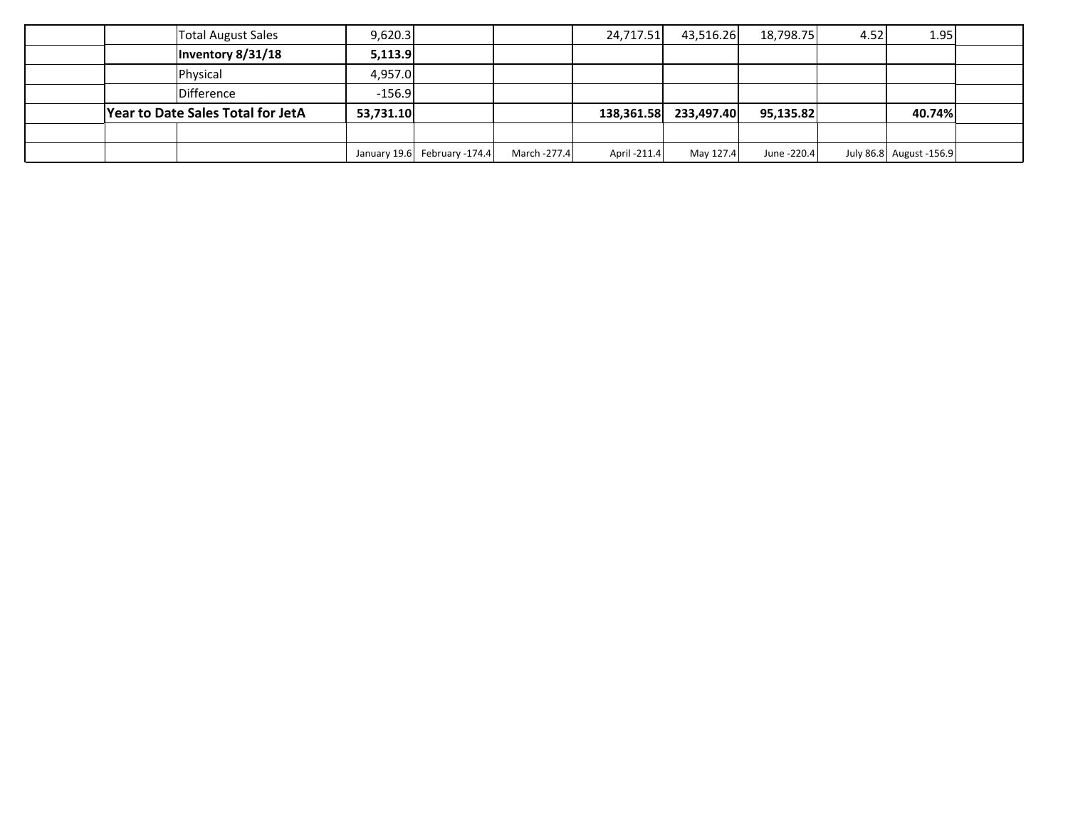| | | | | | | | | | | |
|---|---|---|---|---|---|---|---|---|---|---|
| | | Total August Sales | 9,620.3 | | | 24,717.51 | 43,516.26 | 18,798.75 | 4.52 | 1.95 | |
| | | **Inventory 8/31/18** | **5,113.9** | | | | | | | | |
| | | Physical | 4,957.0 | | | | | | | | |
| | | Difference | -156.9 | | | | | | | | |
| | **Year to Date Sales Total for JetA** | | **53,731.10** | | | **138,361.58** | **233,497.40** | **95,135.82** | | **40.74%** | |
| | | | | | | | | | | | |
| | | | January 19.6 | February -174.4 | March -277.4 | April -211.4 | May 127.4 | June -220.4 | July 86.8 | August -156.9 | |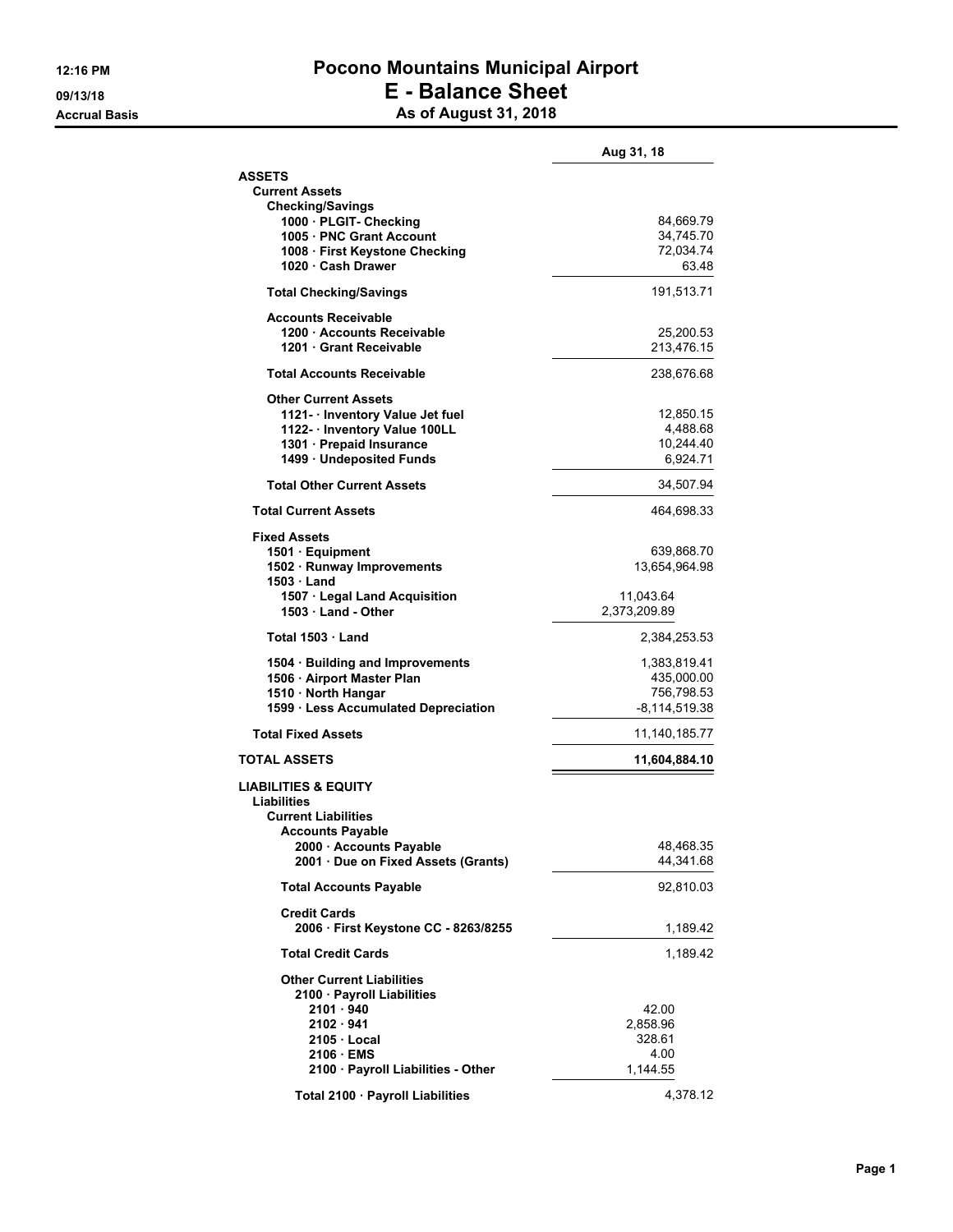# Pocono Mountains Municipal Airport
## E - Balance Sheet
### As of August 31, 2018

12:16 PM
09/13/18
Accrual Basis

| | | Aug 31, 18 |
|---|---|---|
| **ASSETS** | | |
| **Current Assets** | | |
| **Checking/Savings** | | |
| 1000 · PLGIT- Checking | | 84,669.79 |
| 1005 · PNC Grant Account | | 34,745.70 |
| 1008 · First Keystone Checking | | 72,034.74 |
| 1020 · Cash Drawer | | 63.48 |
| **Total Checking/Savings** | | 191,513.71 |
| **Accounts Receivable** | | |
| 1200 · Accounts Receivable | | 25,200.53 |
| 1201 · Grant Receivable | | 213,476.15 |
| **Total Accounts Receivable** | | 238,676.68 |
| **Other Current Assets** | | |
| 1121- · Inventory Value Jet fuel | | 12,850.15 |
| 1122- · Inventory Value 100LL | | 4,488.68 |
| 1301 · Prepaid Insurance | | 10,244.40 |
| 1499 · Undeposited Funds | | 6,924.71 |
| **Total Other Current Assets** | | 34,507.94 |
| **Total Current Assets** | | 464,698.33 |
| **Fixed Assets** | | |
| 1501 · Equipment | | 639,868.70 |
| 1502 · Runway Improvements | | 13,654,964.98 |
| 1503 · Land | | |
| 1507 · Legal Land Acquisition | 11,043.64 | |
| 1503 · Land - Other | 2,373,209.89 | |
| **Total 1503 · Land** | | 2,384,253.53 |
| 1504 · Building and Improvements | | 1,383,819.41 |
| 1506 · Airport Master Plan | | 435,000.00 |
| 1510 · North Hangar | | 756,798.53 |
| 1599 · Less Accumulated Depreciation | | -8,114,519.38 |
| **Total Fixed Assets** | | 11,140,185.77 |
| **TOTAL ASSETS** | | **11,604,884.10** |
| **LIABILITIES & EQUITY** | | |
| **Liabilities** | | |
| **Current Liabilities** | | |
| **Accounts Payable** | | |
| 2000 · Accounts Payable | | 48,468.35 |
| 2001 · Due on Fixed Assets (Grants) | | 44,341.68 |
| **Total Accounts Payable** | | 92,810.03 |
| **Credit Cards** | | |
| 2006 · First Keystone CC - 8263/8255 | | 1,189.42 |
| **Total Credit Cards** | | 1,189.42 |
| **Other Current Liabilities** | | |
| 2100 · Payroll Liabilities | | |
| 2101 · 940 | 42.00 | |
| 2102 · 941 | 2,858.96 | |
| 2105 · Local | 328.61 | |
| 2106 · EMS | 4.00 | |
| 2100 · Payroll Liabilities - Other | 1,144.55 | |
| **Total 2100 · Payroll Liabilities** | | 4,378.12 |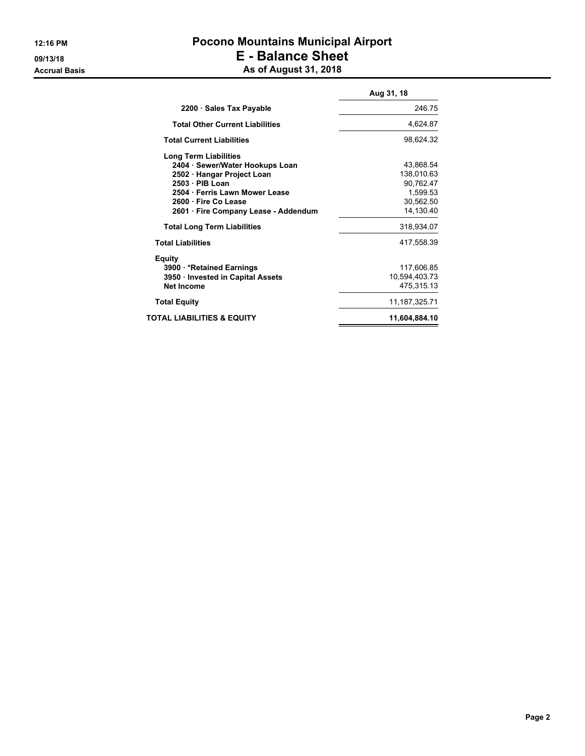# Pocono Mountains Municipal Airport

## E - Balance Sheet

### As of August 31, 2018

12:16 PM
09/13/18
Accrual Basis

| | Aug 31, 18 |
|---|---|
| 2200 · Sales Tax Payable | 246.75 |
| Total Other Current Liabilities | 4,624.87 |
| Total Current Liabilities | 98,624.32 |
| Long Term Liabilities | |
| 2404 · Sewer/Water Hookups Loan | 43,868.54 |
| 2502 · Hangar Project Loan | 138,010.63 |
| 2503 · PIB Loan | 90,762.47 |
| 2504 · Ferris Lawn Mower Lease | 1,599.53 |
| 2600 · Fire Co Lease | 30,562.50 |
| 2601 · Fire Company Lease - Addendum | 14,130.40 |
| Total Long Term Liabilities | 318,934.07 |
| Total Liabilities | 417,558.39 |
| Equity | |
| 3900 · *Retained Earnings | 117,606.85 |
| 3950 · Invested in Capital Assets | 10,594,403.73 |
| Net Income | 475,315.13 |
| Total Equity | 11,187,325.71 |
| **TOTAL LIABILITIES & EQUITY** | **11,604,884.10** |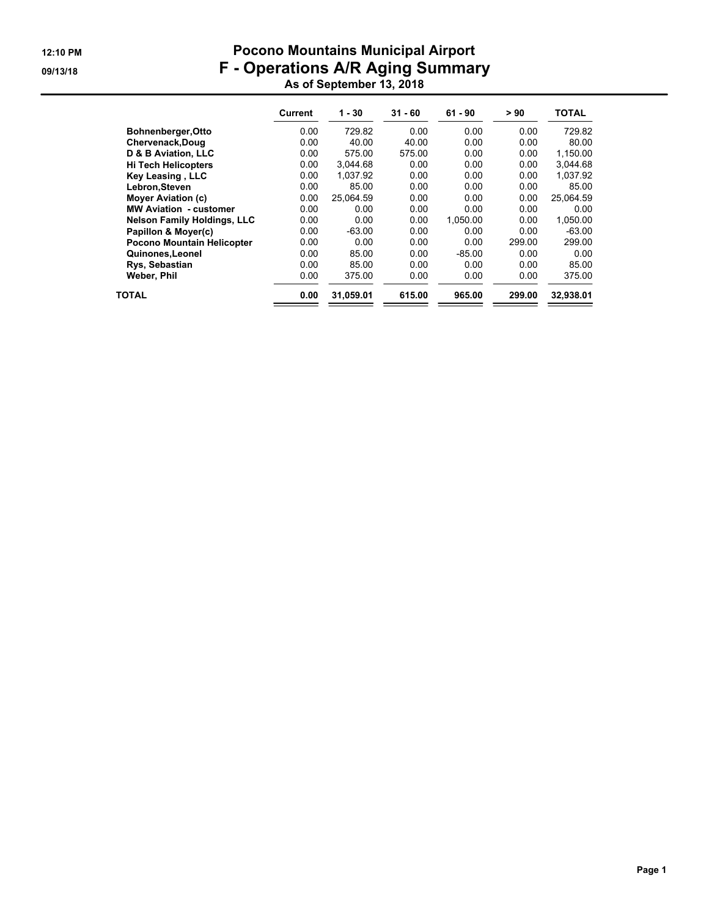# Pocono Mountains Municipal Airport

## F - Operations A/R Aging Summary

**As of September 13, 2018**

12:10 PM
09/13/18

| | Current | 1 - 30 | 31 - 60 | 61 - 90 | > 90 | TOTAL |
|---|---|---|---|---|---|---|
| **Bohnenberger,Otto** | 0.00 | 729.82 | 0.00 | 0.00 | 0.00 | 729.82 |
| **Chervenack,Doug** | 0.00 | 40.00 | 40.00 | 0.00 | 0.00 | 80.00 |
| **D & B Aviation, LLC** | 0.00 | 575.00 | 575.00 | 0.00 | 0.00 | 1,150.00 |
| **Hi Tech Helicopters** | 0.00 | 3,044.68 | 0.00 | 0.00 | 0.00 | 3,044.68 |
| **Key Leasing , LLC** | 0.00 | 1,037.92 | 0.00 | 0.00 | 0.00 | 1,037.92 |
| **Lebron,Steven** | 0.00 | 85.00 | 0.00 | 0.00 | 0.00 | 85.00 |
| **Moyer Aviation (c)** | 0.00 | 25,064.59 | 0.00 | 0.00 | 0.00 | 25,064.59 |
| **MW Aviation - customer** | 0.00 | 0.00 | 0.00 | 0.00 | 0.00 | 0.00 |
| **Nelson Family Holdings, LLC** | 0.00 | 0.00 | 0.00 | 1,050.00 | 0.00 | 1,050.00 |
| **Papillon & Moyer(c)** | 0.00 | -63.00 | 0.00 | 0.00 | 0.00 | -63.00 |
| **Pocono Mountain Helicopter** | 0.00 | 0.00 | 0.00 | 0.00 | 299.00 | 299.00 |
| **Quinones,Leonel** | 0.00 | 85.00 | 0.00 | -85.00 | 0.00 | 0.00 |
| **Rys, Sebastian** | 0.00 | 85.00 | 0.00 | 0.00 | 0.00 | 85.00 |
| **Weber, Phil** | 0.00 | 375.00 | 0.00 | 0.00 | 0.00 | 375.00 |
| **TOTAL** | **0.00** | **31,059.01** | **615.00** | **965.00** | **299.00** | **32,938.01** |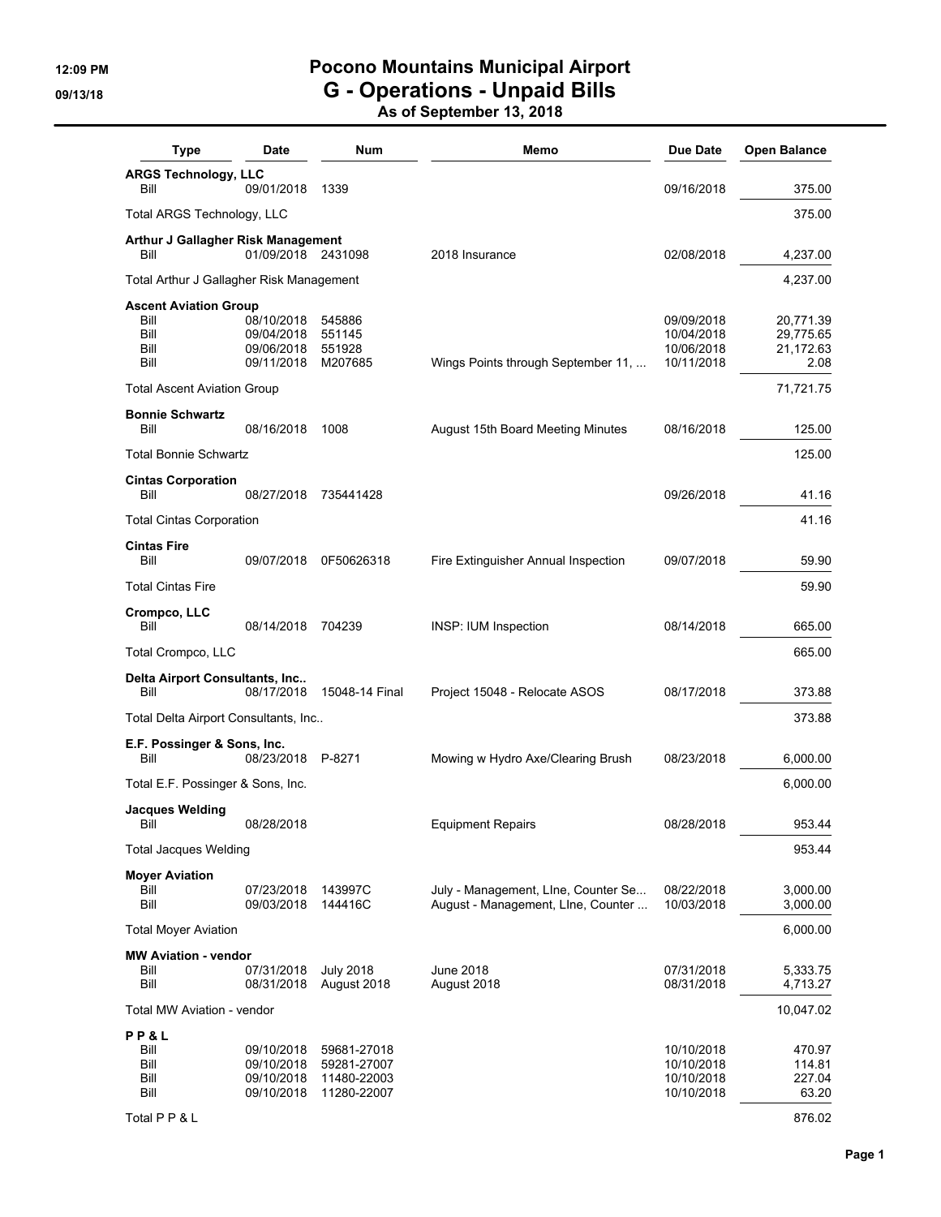# Pocono Mountains Municipal Airport

## G - Operations - Unpaid Bills

### As of September 13, 2018

12:09 PM
09/13/18

| Type | Date | Num | Memo | Due Date | Open Balance |
|---|---|---|---|---|---|
| **ARGS Technology, LLC** | | | | | |
| Bill | 09/01/2018 | 1339 | | 09/16/2018 | 375.00 |
| Total ARGS Technology, LLC | | | | | 375.00 |
| **Arthur J Gallagher Risk Management** | | | | | |
| Bill | 01/09/2018 | 2431098 | 2018 Insurance | 02/08/2018 | 4,237.00 |
| Total Arthur J Gallagher Risk Management | | | | | 4,237.00 |
| **Ascent Aviation Group** | | | | | |
| Bill | 08/10/2018 | 545886 | | 09/09/2018 | 20,771.39 |
| Bill | 09/04/2018 | 551145 | | 10/04/2018 | 29,775.65 |
| Bill | 09/06/2018 | 551928 | | 10/06/2018 | 21,172.63 |
| Bill | 09/11/2018 | M207685 | Wings Points through September 11, ... | 10/11/2018 | 2.08 |
| Total Ascent Aviation Group | | | | | 71,721.75 |
| **Bonnie Schwartz** | | | | | |
| Bill | 08/16/2018 | 1008 | August 15th Board Meeting Minutes | 08/16/2018 | 125.00 |
| Total Bonnie Schwartz | | | | | 125.00 |
| **Cintas Corporation** | | | | | |
| Bill | 08/27/2018 | 735441428 | | 09/26/2018 | 41.16 |
| Total Cintas Corporation | | | | | 41.16 |
| **Cintas Fire** | | | | | |
| Bill | 09/07/2018 | 0F50626318 | Fire Extinguisher Annual Inspection | 09/07/2018 | 59.90 |
| Total Cintas Fire | | | | | 59.90 |
| **Crompco, LLC** | | | | | |
| Bill | 08/14/2018 | 704239 | INSP: IUM Inspection | 08/14/2018 | 665.00 |
| Total Crompco, LLC | | | | | 665.00 |
| **Delta Airport Consultants, Inc..** | | | | | |
| Bill | 08/17/2018 | 15048-14 Final | Project 15048 - Relocate ASOS | 08/17/2018 | 373.88 |
| Total Delta Airport Consultants, Inc.. | | | | | 373.88 |
| **E.F. Possinger & Sons, Inc.** | | | | | |
| Bill | 08/23/2018 | P-8271 | Mowing w Hydro Axe/Clearing Brush | 08/23/2018 | 6,000.00 |
| Total E.F. Possinger & Sons, Inc. | | | | | 6,000.00 |
| **Jacques Welding** | | | | | |
| Bill | 08/28/2018 | | Equipment Repairs | 08/28/2018 | 953.44 |
| Total Jacques Welding | | | | | 953.44 |
| **Moyer Aviation** | | | | | |
| Bill | 07/23/2018 | 143997C | July - Management, LIne, Counter Se... | 08/22/2018 | 3,000.00 |
| Bill | 09/03/2018 | 144416C | August - Management, LIne, Counter ... | 10/03/2018 | 3,000.00 |
| Total Moyer Aviation | | | | | 6,000.00 |
| **MW Aviation - vendor** | | | | | |
| Bill | 07/31/2018 | July 2018 | June 2018 | 07/31/2018 | 5,333.75 |
| Bill | 08/31/2018 | August 2018 | August 2018 | 08/31/2018 | 4,713.27 |
| Total MW Aviation - vendor | | | | | 10,047.02 |
| **P P & L** | | | | | |
| Bill | 09/10/2018 | 59681-27018 | | 10/10/2018 | 470.97 |
| Bill | 09/10/2018 | 59281-27007 | | 10/10/2018 | 114.81 |
| Bill | 09/10/2018 | 11480-22003 | | 10/10/2018 | 227.04 |
| Bill | 09/10/2018 | 11280-22007 | | 10/10/2018 | 63.20 |
| Total P P & L | | | | | 876.02 |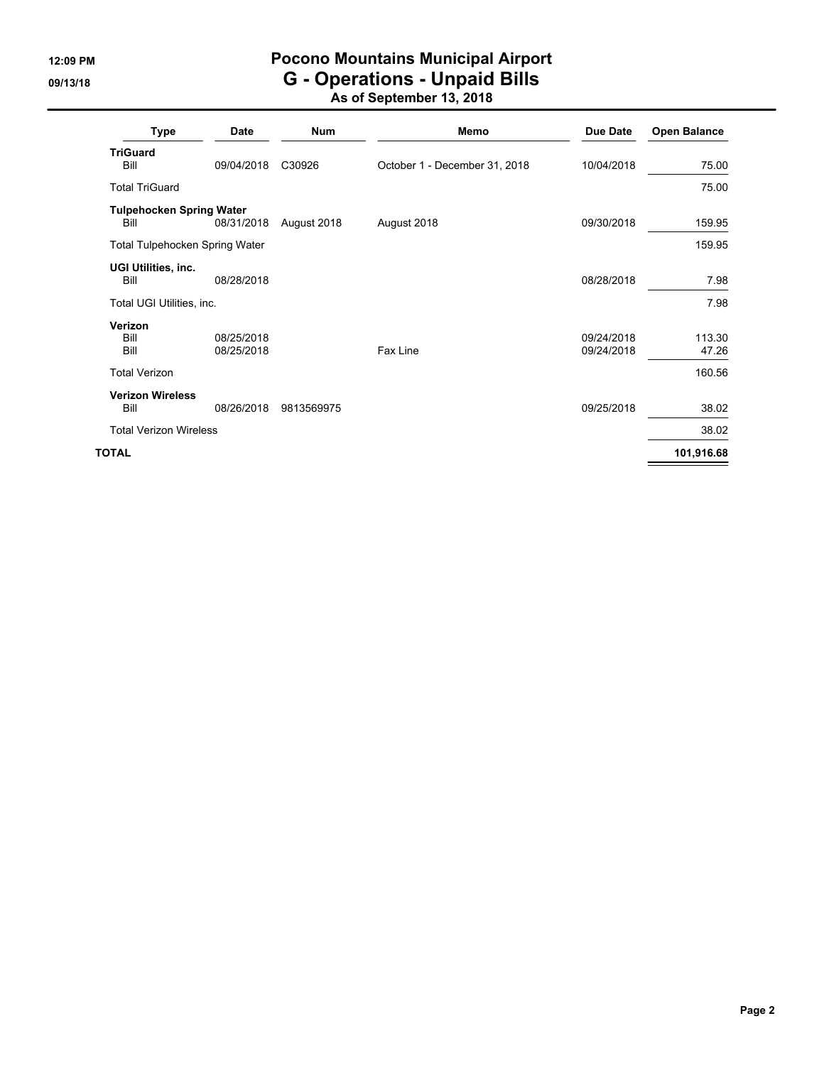# Pocono Mountains Municipal Airport

## G - Operations - Unpaid Bills

### As of September 13, 2018

| Type | Date | Num | Memo | Due Date | Open Balance |
|---|---|---|---|---|---|
| **TriGuard** | | | | | |
| Bill | 09/04/2018 | C30926 | October 1 - December 31, 2018 | 10/04/2018 | 75.00 |
| Total TriGuard | | | | | 75.00 |
| **Tulpehocken Spring Water** | | | | | |
| Bill | 08/31/2018 | August 2018 | August 2018 | 09/30/2018 | 159.95 |
| Total Tulpehocken Spring Water | | | | | 159.95 |
| **UGI Utilities, inc.** | | | | | |
| Bill | 08/28/2018 | | | 08/28/2018 | 7.98 |
| Total UGI Utilities, inc. | | | | | 7.98 |
| **Verizon** | | | | | |
| Bill | 08/25/2018 | | | 09/24/2018 | 113.30 |
| Bill | 08/25/2018 | | Fax Line | 09/24/2018 | 47.26 |
| Total Verizon | | | | | 160.56 |
| **Verizon Wireless** | | | | | |
| Bill | 08/26/2018 | 9813569975 | | 09/25/2018 | 38.02 |
| Total Verizon Wireless | | | | | 38.02 |
| **TOTAL** | | | | | **101,916.68** |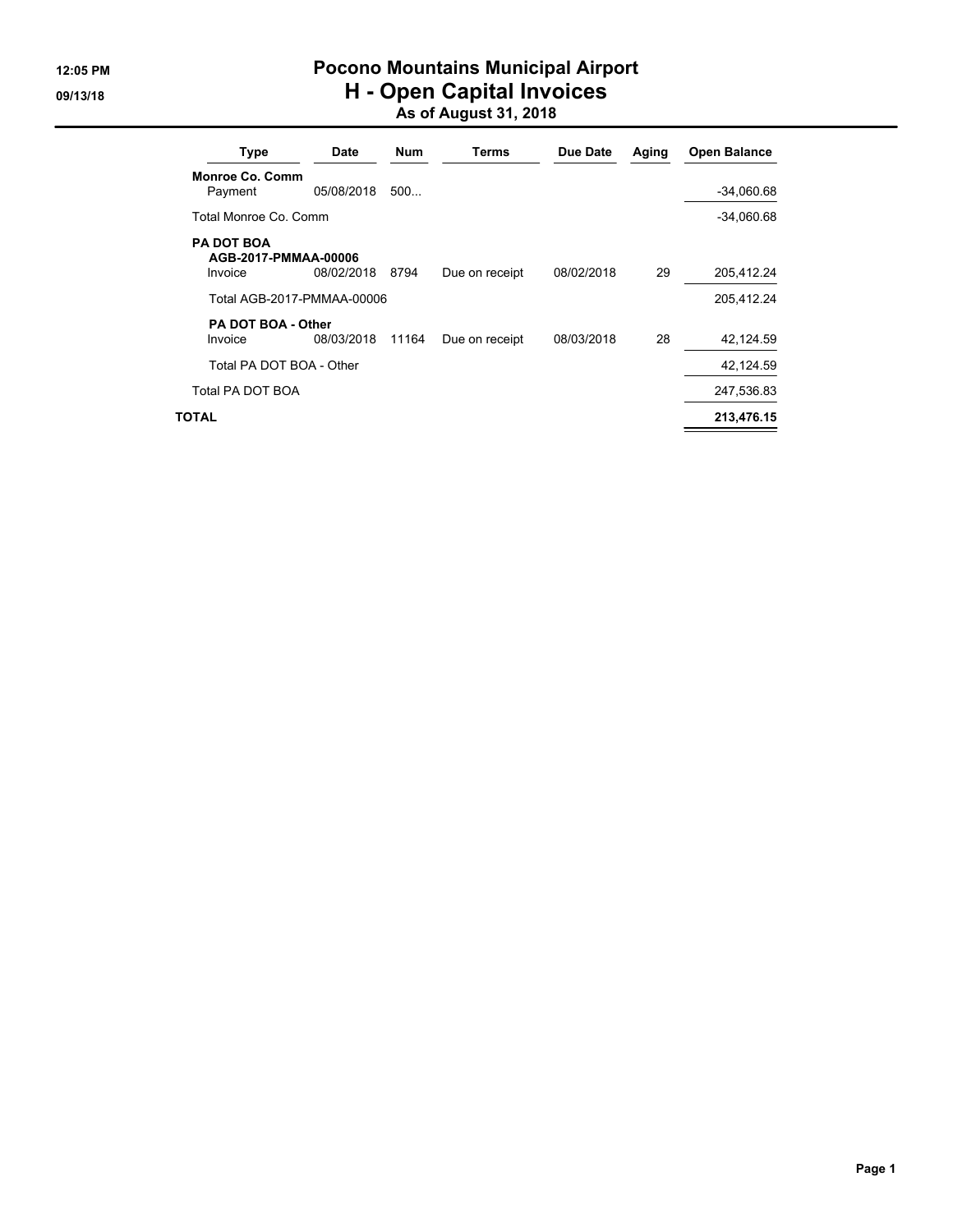# Pocono Mountains Municipal Airport
## H - Open Capital Invoices
### As of August 31, 2018

12:05 PM
09/13/18

| Type | Date | Num | Terms | Due Date | Aging | Open Balance |
|---|---|---|---|---|---|---|
| **Monroe Co. Comm** | | | | | | |
| Payment | 05/08/2018 | 500... | | | | -34,060.68 |
| Total Monroe Co. Comm | | | | | | -34,060.68 |
| **PA DOT BOA** | | | | | | |
| **AGB-2017-PMMAA-00006** | | | | | | |
| Invoice | 08/02/2018 | 8794 | Due on receipt | 08/02/2018 | 29 | 205,412.24 |
| Total AGB-2017-PMMAA-00006 | | | | | | 205,412.24 |
| **PA DOT BOA - Other** | | | | | | |
| Invoice | 08/03/2018 | 11164 | Due on receipt | 08/03/2018 | 28 | 42,124.59 |
| Total PA DOT BOA - Other | | | | | | 42,124.59 |
| Total PA DOT BOA | | | | | | 247,536.83 |
| **TOTAL** | | | | | | **213,476.15** |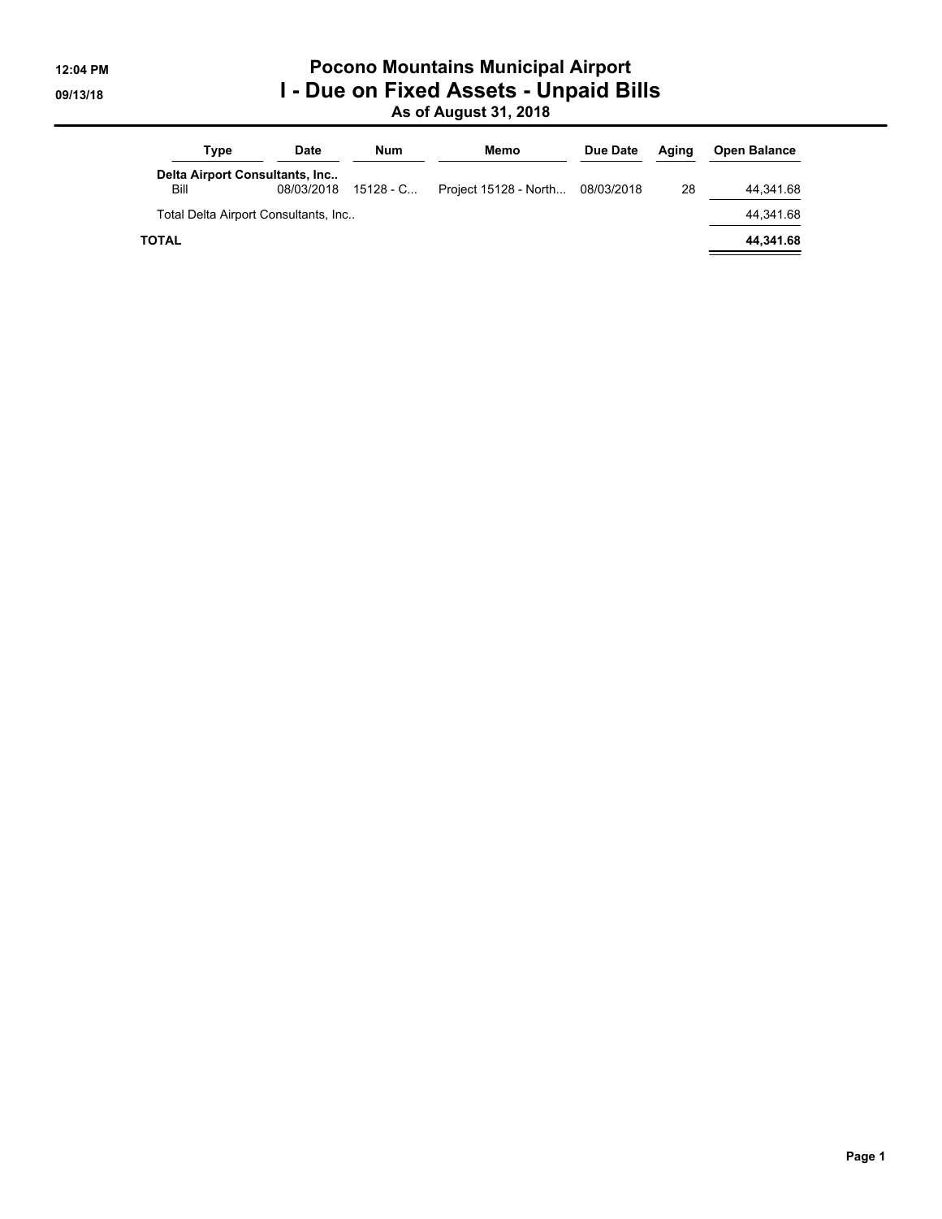# Pocono Mountains Municipal Airport

## I - Due on Fixed Assets - Unpaid Bills

### As of August 31, 2018

12:04 PM
09/13/18

| Type | Date | Num | Memo | Due Date | Aging | Open Balance |
|---|---|---|---|---|---|---|
| **Delta Airport Consultants, Inc..** | | | | | | |
| Bill | 08/03/2018 | 15128 - C... | Project 15128 - North... | 08/03/2018 | 28 | 44,341.68 |
| Total Delta Airport Consultants, Inc.. | | | | | | 44,341.68 |
| **TOTAL** | | | | | | **44,341.68** |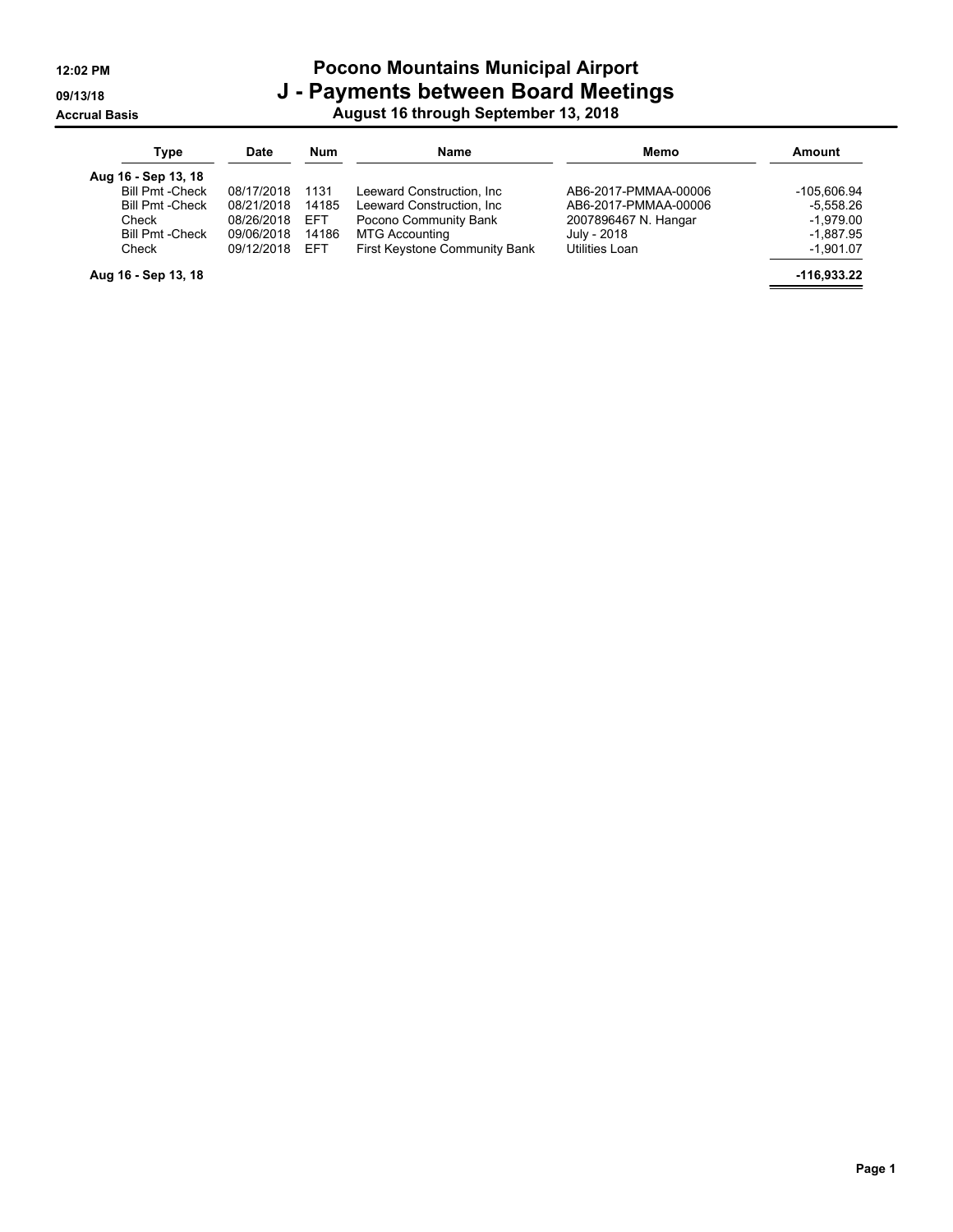**12:02 PM**
**09/13/18**
**Accrual Basis**

# Pocono Mountains Municipal Airport
## J - Payments between Board Meetings
### August 16 through September 13, 2018

| Type | Date | Num | Name | Memo | Amount |
|---|---|---|---|---|---|
| **Aug 16 - Sep 13, 18** | | | | | |
| Bill Pmt -Check | 08/17/2018 | 1131 | Leeward Construction, Inc | AB6-2017-PMMAA-00006 | -105,606.94 |
| Bill Pmt -Check | 08/21/2018 | 14185 | Leeward Construction, Inc | AB6-2017-PMMAA-00006 | -5,558.26 |
| Check | 08/26/2018 | EFT | Pocono Community Bank | 2007896467 N. Hangar | -1,979.00 |
| Bill Pmt -Check | 09/06/2018 | 14186 | MTG Accounting | July - 2018 | -1,887.95 |
| Check | 09/12/2018 | EFT | First Keystone Community Bank | Utilities Loan | -1,901.07 |
| **Aug 16 - Sep 13, 18** | | | | | **-116,933.22** |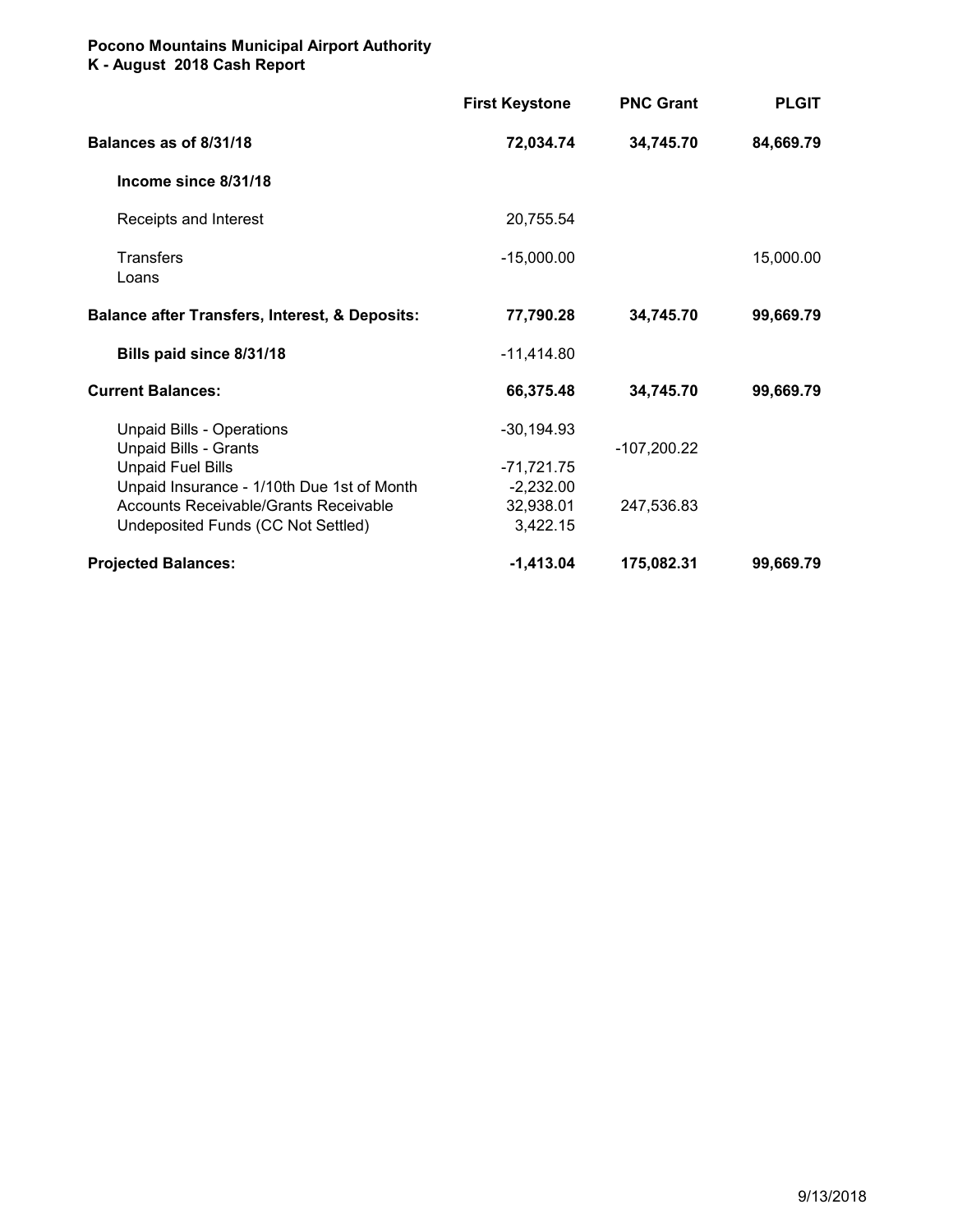**Pocono Mountains Municipal Airport Authority**
**K - August 2018 Cash Report**

| | First Keystone | PNC Grant | PLGIT |
|---|---|---|---|
| **Balances as of 8/31/18** | **72,034.74** | **34,745.70** | **84,669.79** |
| **Income since 8/31/18** | | | |
| Receipts and Interest | 20,755.54 | | |
| Transfers | -15,000.00 | | 15,000.00 |
| Loans | | | |
| **Balance after Transfers, Interest, & Deposits:** | **77,790.28** | **34,745.70** | **99,669.79** |
| **Bills paid since 8/31/18** | -11,414.80 | | |
| **Current Balances:** | **66,375.48** | **34,745.70** | **99,669.79** |
| Unpaid Bills - Operations | -30,194.93 | | |
| Unpaid Bills - Grants | | -107,200.22 | |
| Unpaid Fuel Bills | -71,721.75 | | |
| Unpaid Insurance - 1/10th Due 1st of Month | -2,232.00 | | |
| Accounts Receivable/Grants Receivable | 32,938.01 | 247,536.83 | |
| Undeposited Funds (CC Not Settled) | 3,422.15 | | |
| **Projected Balances:** | **-1,413.04** | **175,082.31** | **99,669.79** |

9/13/2018